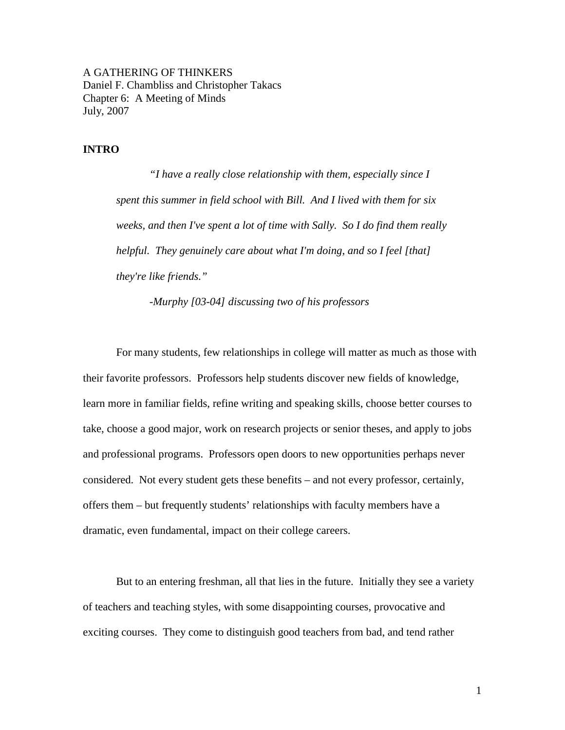A GATHERING OF THINKERS
Daniel F. Chambliss and Christopher Takacs
Chapter 6: A Meeting of Minds
July, 2007

## INTRO

> *"I have a really close relationship with them, especially since I spent this summer in field school with Bill. And I lived with them for six weeks, and then I've spent a lot of time with Sally. So I do find them really helpful. They genuinely care about what I'm doing, and so I feel [that] they're like friends."*
>
> *-Murphy [03-04] discussing two of his professors*

For many students, few relationships in college will matter as much as those with their favorite professors. Professors help students discover new fields of knowledge, learn more in familiar fields, refine writing and speaking skills, choose better courses to take, choose a good major, work on research projects or senior theses, and apply to jobs and professional programs. Professors open doors to new opportunities perhaps never considered. Not every student gets these benefits – and not every professor, certainly, offers them – but frequently students' relationships with faculty members have a dramatic, even fundamental, impact on their college careers.

But to an entering freshman, all that lies in the future. Initially they see a variety of teachers and teaching styles, with some disappointing courses, provocative and exciting courses. They come to distinguish good teachers from bad, and tend rather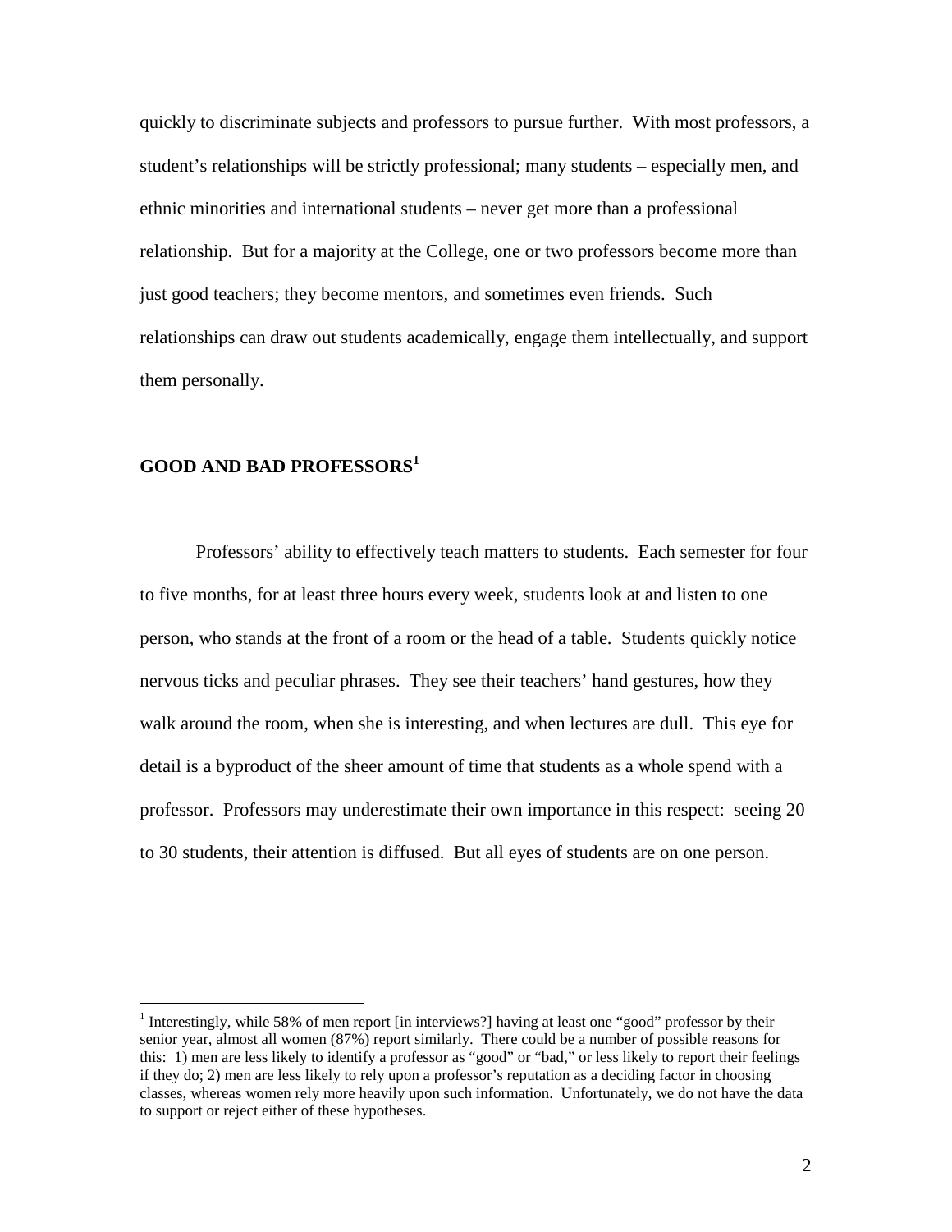quickly to discriminate subjects and professors to pursue further. With most professors, a student's relationships will be strictly professional; many students – especially men, and ethnic minorities and international students – never get more than a professional relationship. But for a majority at the College, one or two professors become more than just good teachers; they become mentors, and sometimes even friends. Such relationships can draw out students academically, engage them intellectually, and support them personally.

## GOOD AND BAD PROFESSORS[1]

Professors' ability to effectively teach matters to students. Each semester for four to five months, for at least three hours every week, students look at and listen to one person, who stands at the front of a room or the head of a table. Students quickly notice nervous ticks and peculiar phrases. They see their teachers' hand gestures, how they walk around the room, when she is interesting, and when lectures are dull. This eye for detail is a byproduct of the sheer amount of time that students as a whole spend with a professor. Professors may underestimate their own importance in this respect: seeing 20 to 30 students, their attention is diffused. But all eyes of students are on one person.

---

[1] Interestingly, while 58% of men report [in interviews?] having at least one "good" professor by their senior year, almost all women (87%) report similarly. There could be a number of possible reasons for this: 1) men are less likely to identify a professor as "good" or "bad," or less likely to report their feelings if they do; 2) men are less likely to rely upon a professor's reputation as a deciding factor in choosing classes, whereas women rely more heavily upon such information. Unfortunately, we do not have the data to support or reject either of these hypotheses.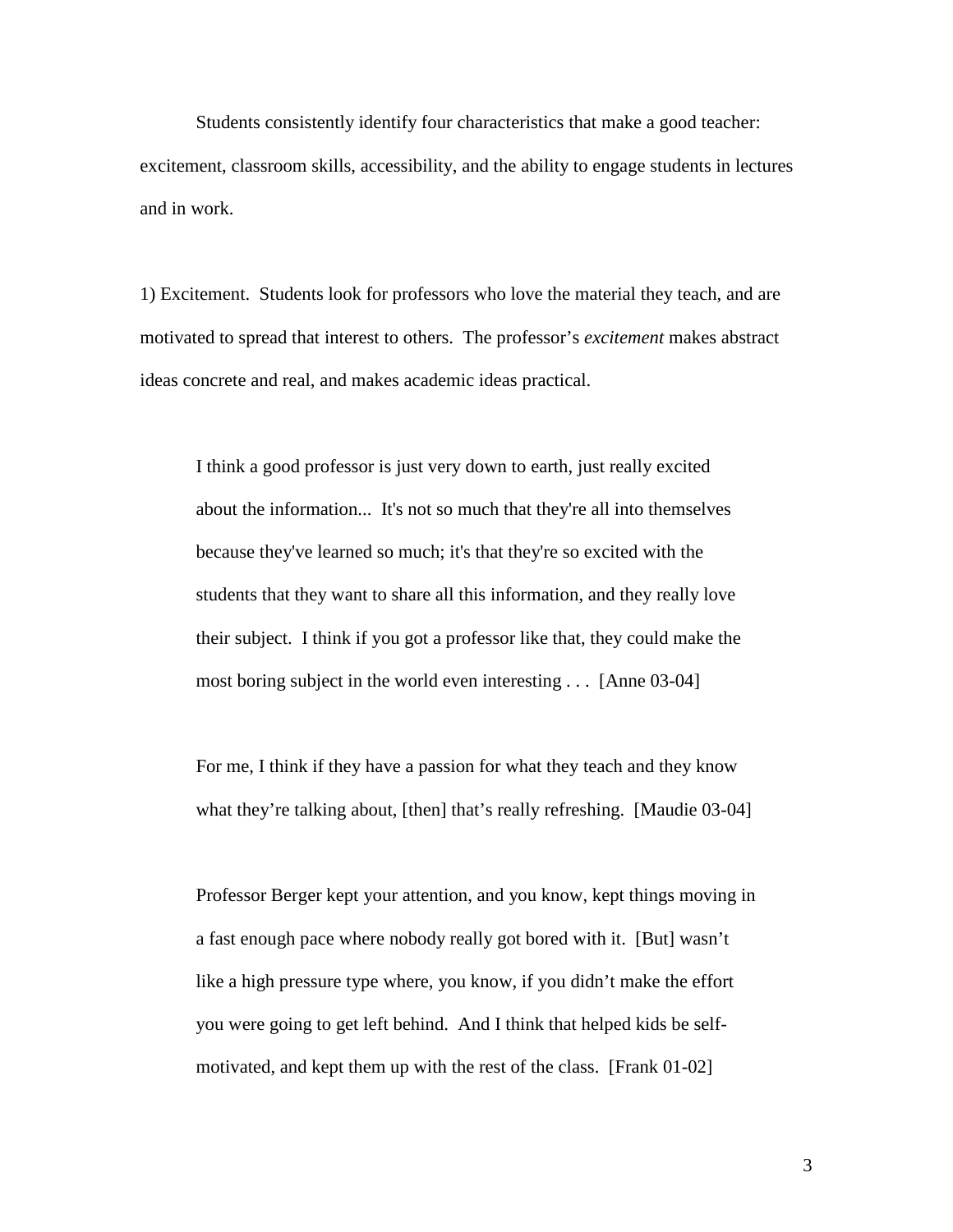Students consistently identify four characteristics that make a good teacher: excitement, classroom skills, accessibility, and the ability to engage students in lectures and in work.

1) Excitement. Students look for professors who love the material they teach, and are motivated to spread that interest to others. The professor's *excitement* makes abstract ideas concrete and real, and makes academic ideas practical.

> I think a good professor is just very down to earth, just really excited about the information... It's not so much that they're all into themselves because they've learned so much; it's that they're so excited with the students that they want to share all this information, and they really love their subject. I think if you got a professor like that, they could make the most boring subject in the world even interesting . . . [Anne 03-04]

> For me, I think if they have a passion for what they teach and they know what they're talking about, [then] that's really refreshing. [Maudie 03-04]

> Professor Berger kept your attention, and you know, kept things moving in a fast enough pace where nobody really got bored with it. [But] wasn't like a high pressure type where, you know, if you didn't make the effort you were going to get left behind. And I think that helped kids be self-motivated, and kept them up with the rest of the class. [Frank 01-02]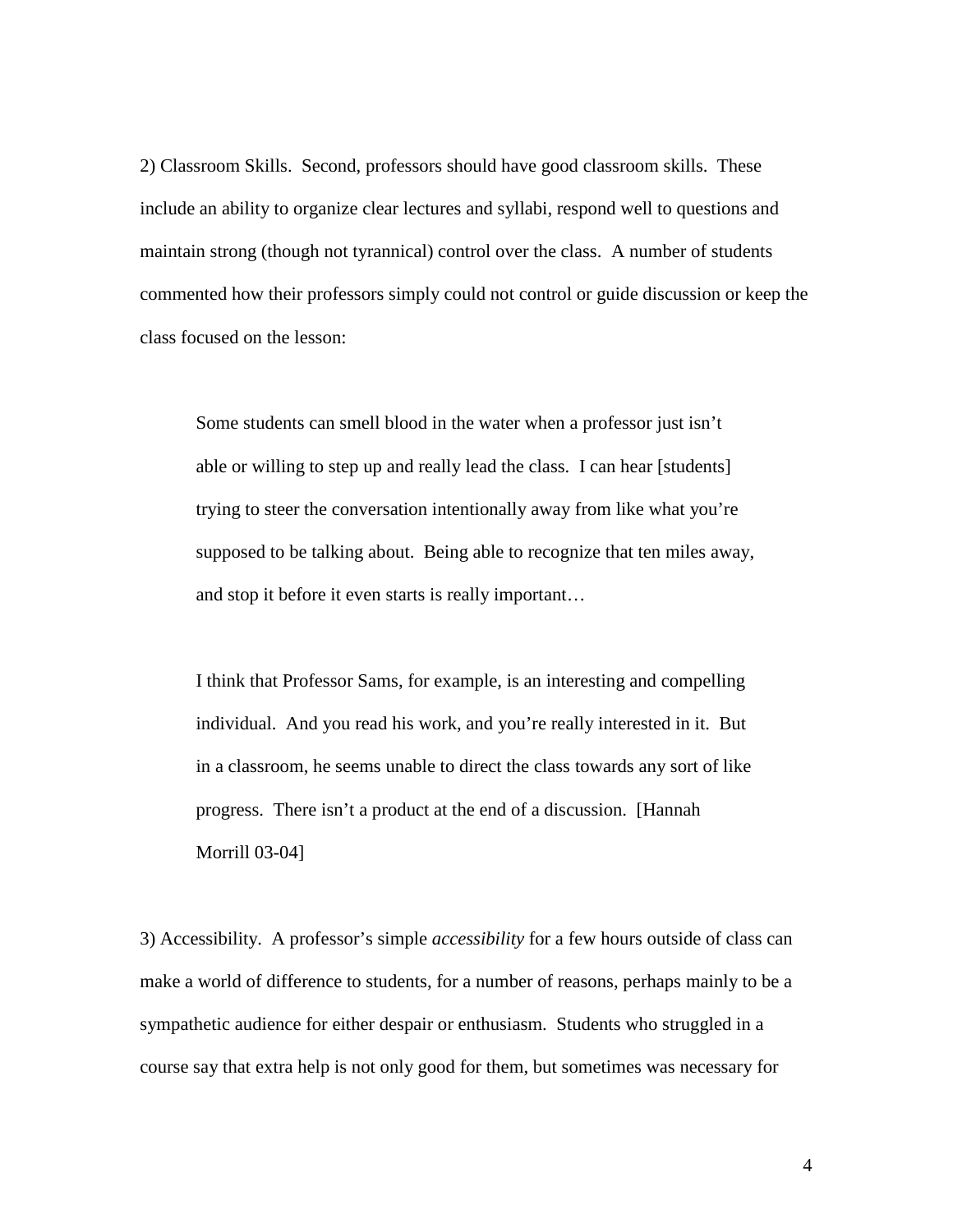2) Classroom Skills. Second, professors should have good classroom skills. These include an ability to organize clear lectures and syllabi, respond well to questions and maintain strong (though not tyrannical) control over the class. A number of students commented how their professors simply could not control or guide discussion or keep the class focused on the lesson:

> Some students can smell blood in the water when a professor just isn't able or willing to step up and really lead the class. I can hear [students] trying to steer the conversation intentionally away from like what you're supposed to be talking about. Being able to recognize that ten miles away, and stop it before it even starts is really important…
>
> I think that Professor Sams, for example, is an interesting and compelling individual. And you read his work, and you're really interested in it. But in a classroom, he seems unable to direct the class towards any sort of like progress. There isn't a product at the end of a discussion. [Hannah Morrill 03-04]

3) Accessibility. A professor's simple *accessibility* for a few hours outside of class can make a world of difference to students, for a number of reasons, perhaps mainly to be a sympathetic audience for either despair or enthusiasm. Students who struggled in a course say that extra help is not only good for them, but sometimes was necessary for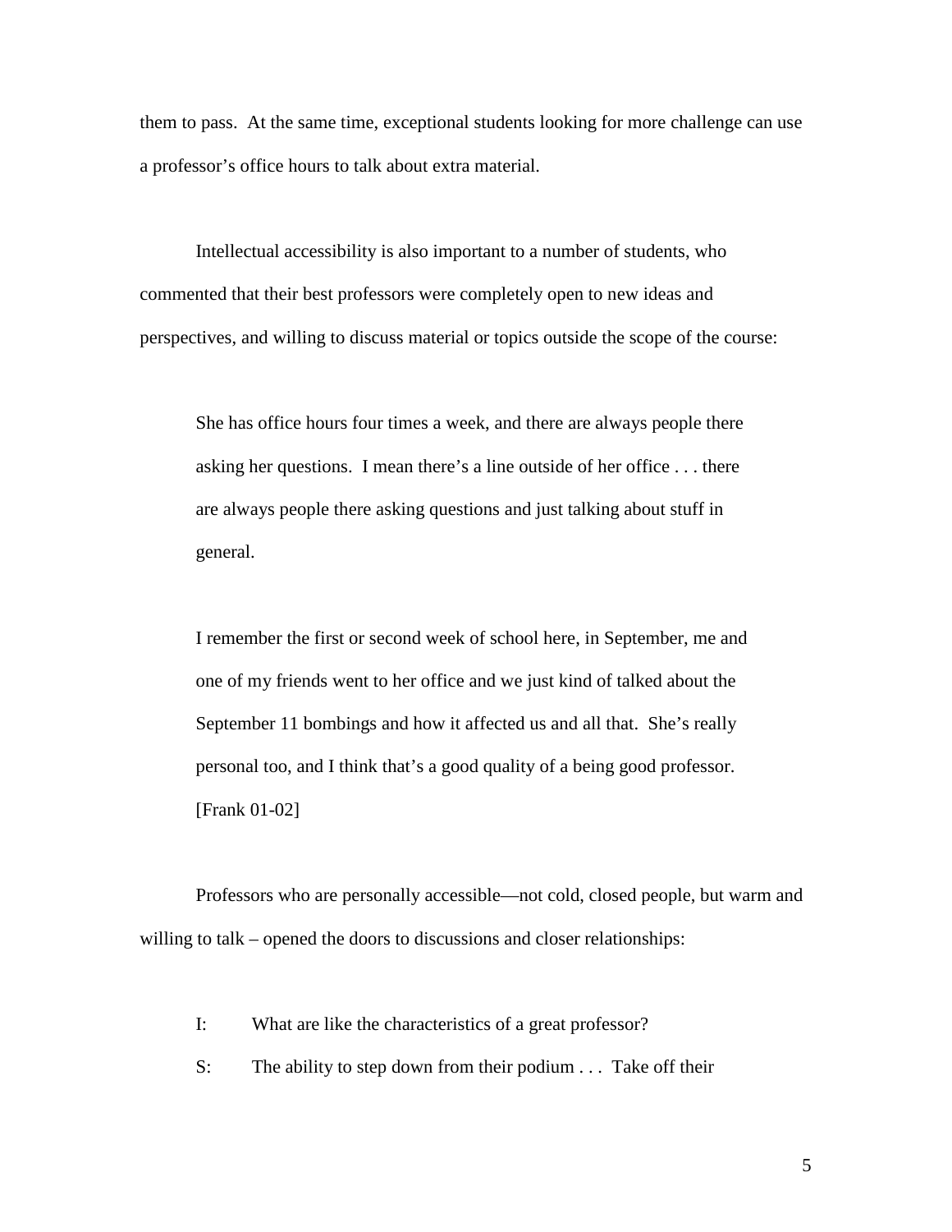them to pass. At the same time, exceptional students looking for more challenge can use a professor's office hours to talk about extra material.

Intellectual accessibility is also important to a number of students, who commented that their best professors were completely open to new ideas and perspectives, and willing to discuss material or topics outside the scope of the course:

> She has office hours four times a week, and there are always people there asking her questions. I mean there's a line outside of her office . . . there are always people there asking questions and just talking about stuff in general.
>
> I remember the first or second week of school here, in September, me and one of my friends went to her office and we just kind of talked about the September 11 bombings and how it affected us and all that. She's really personal too, and I think that's a good quality of a being good professor. [Frank 01-02]

Professors who are personally accessible—not cold, closed people, but warm and willing to talk – opened the doors to discussions and closer relationships:

> I: What are like the characteristics of a great professor?
>
> S: The ability to step down from their podium . . . Take off their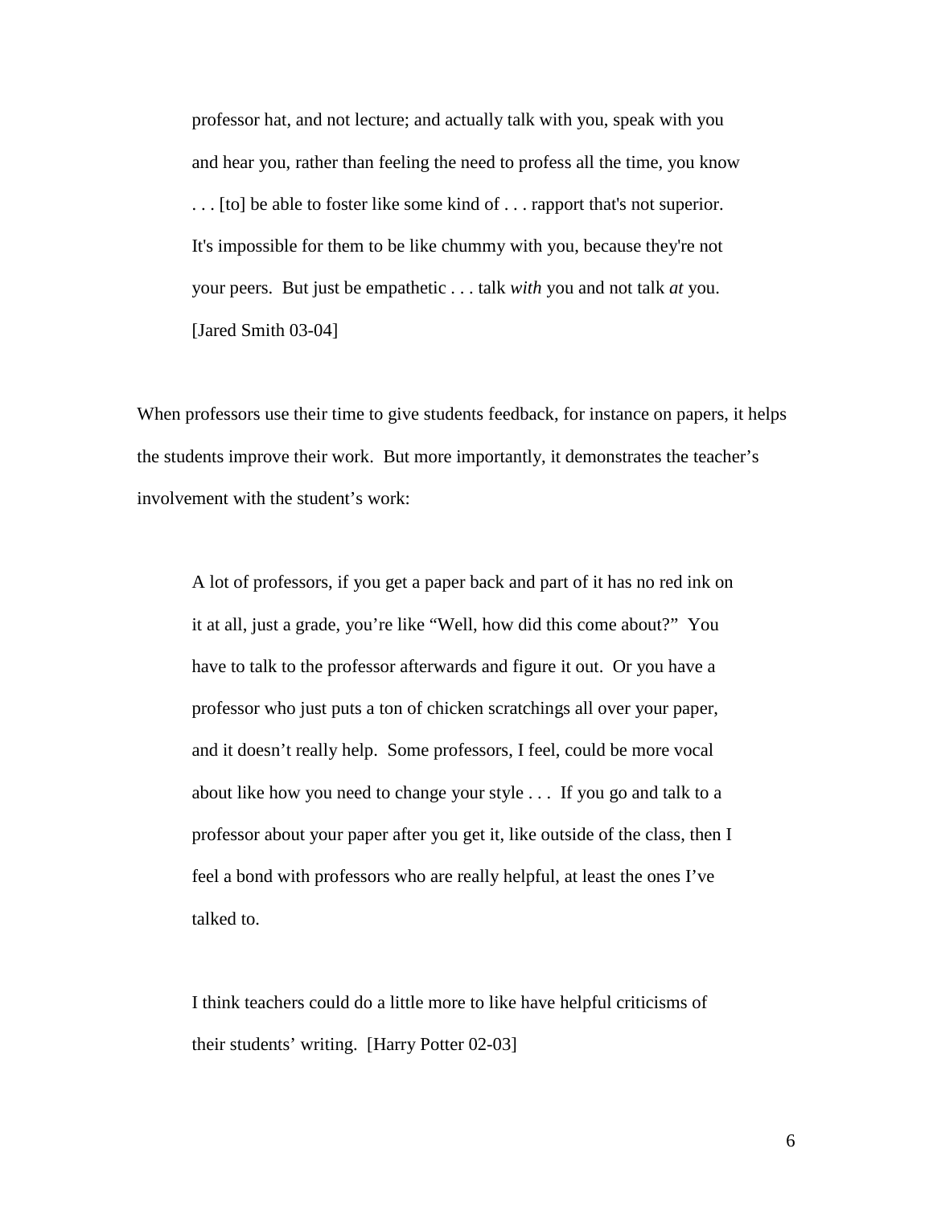> professor hat, and not lecture; and actually talk with you, speak with you and hear you, rather than feeling the need to profess all the time, you know . . . [to] be able to foster like some kind of . . . rapport that's not superior. It's impossible for them to be like chummy with you, because they're not your peers. But just be empathetic . . . talk *with* you and not talk *at* you. [Jared Smith 03-04]

When professors use their time to give students feedback, for instance on papers, it helps the students improve their work. But more importantly, it demonstrates the teacher's involvement with the student's work:

> A lot of professors, if you get a paper back and part of it has no red ink on it at all, just a grade, you're like "Well, how did this come about?" You have to talk to the professor afterwards and figure it out. Or you have a professor who just puts a ton of chicken scratchings all over your paper, and it doesn't really help. Some professors, I feel, could be more vocal about like how you need to change your style . . . If you go and talk to a professor about your paper after you get it, like outside of the class, then I feel a bond with professors who are really helpful, at least the ones I've talked to.
>
> I think teachers could do a little more to like have helpful criticisms of their students' writing. [Harry Potter 02-03]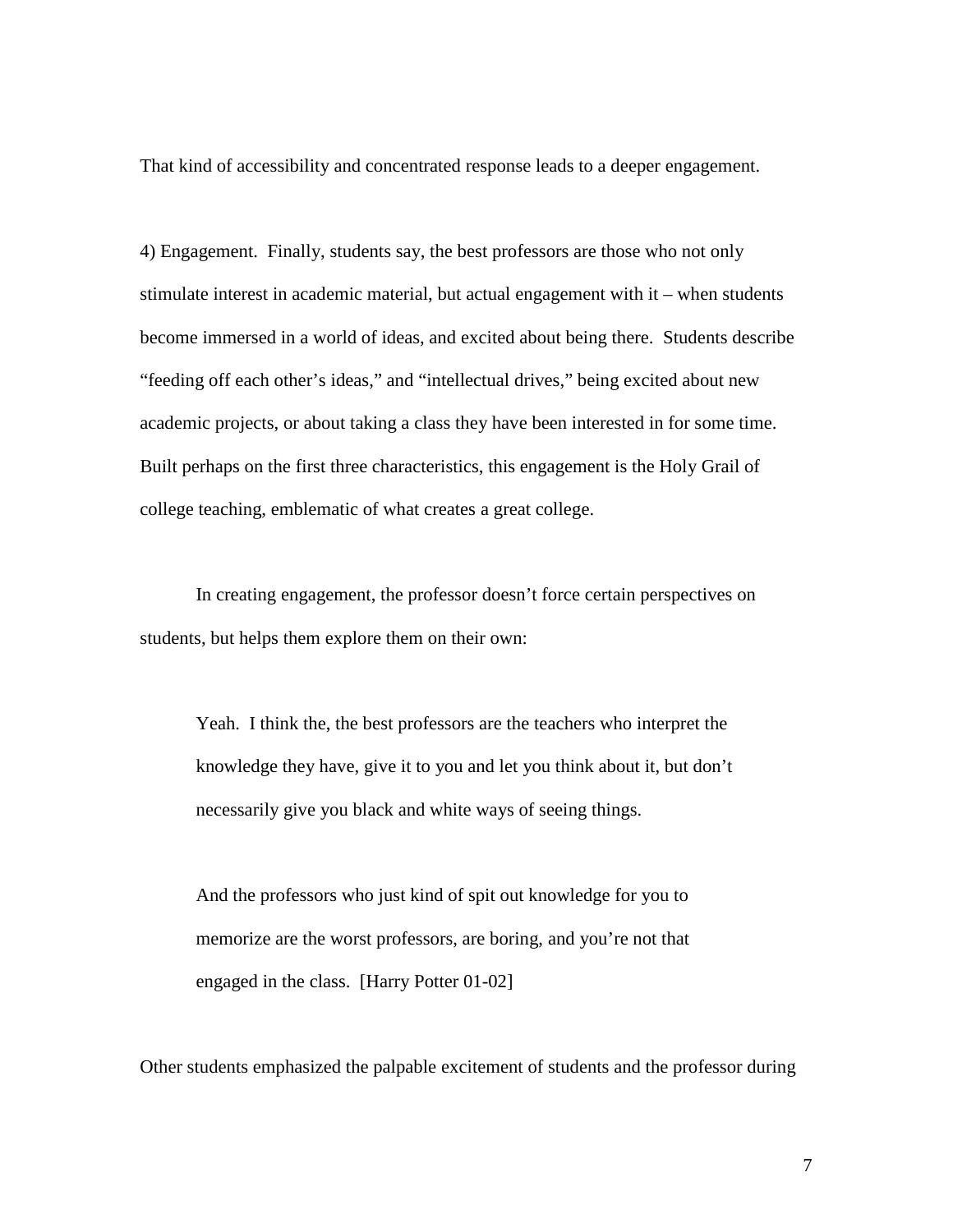That kind of accessibility and concentrated response leads to a deeper engagement.

4) Engagement. Finally, students say, the best professors are those who not only stimulate interest in academic material, but actual engagement with it – when students become immersed in a world of ideas, and excited about being there. Students describe "feeding off each other's ideas," and "intellectual drives," being excited about new academic projects, or about taking a class they have been interested in for some time. Built perhaps on the first three characteristics, this engagement is the Holy Grail of college teaching, emblematic of what creates a great college.

In creating engagement, the professor doesn't force certain perspectives on students, but helps them explore them on their own:

> Yeah. I think the, the best professors are the teachers who interpret the knowledge they have, give it to you and let you think about it, but don't necessarily give you black and white ways of seeing things.
>
> And the professors who just kind of spit out knowledge for you to memorize are the worst professors, are boring, and you're not that engaged in the class. [Harry Potter 01-02]

Other students emphasized the palpable excitement of students and the professor during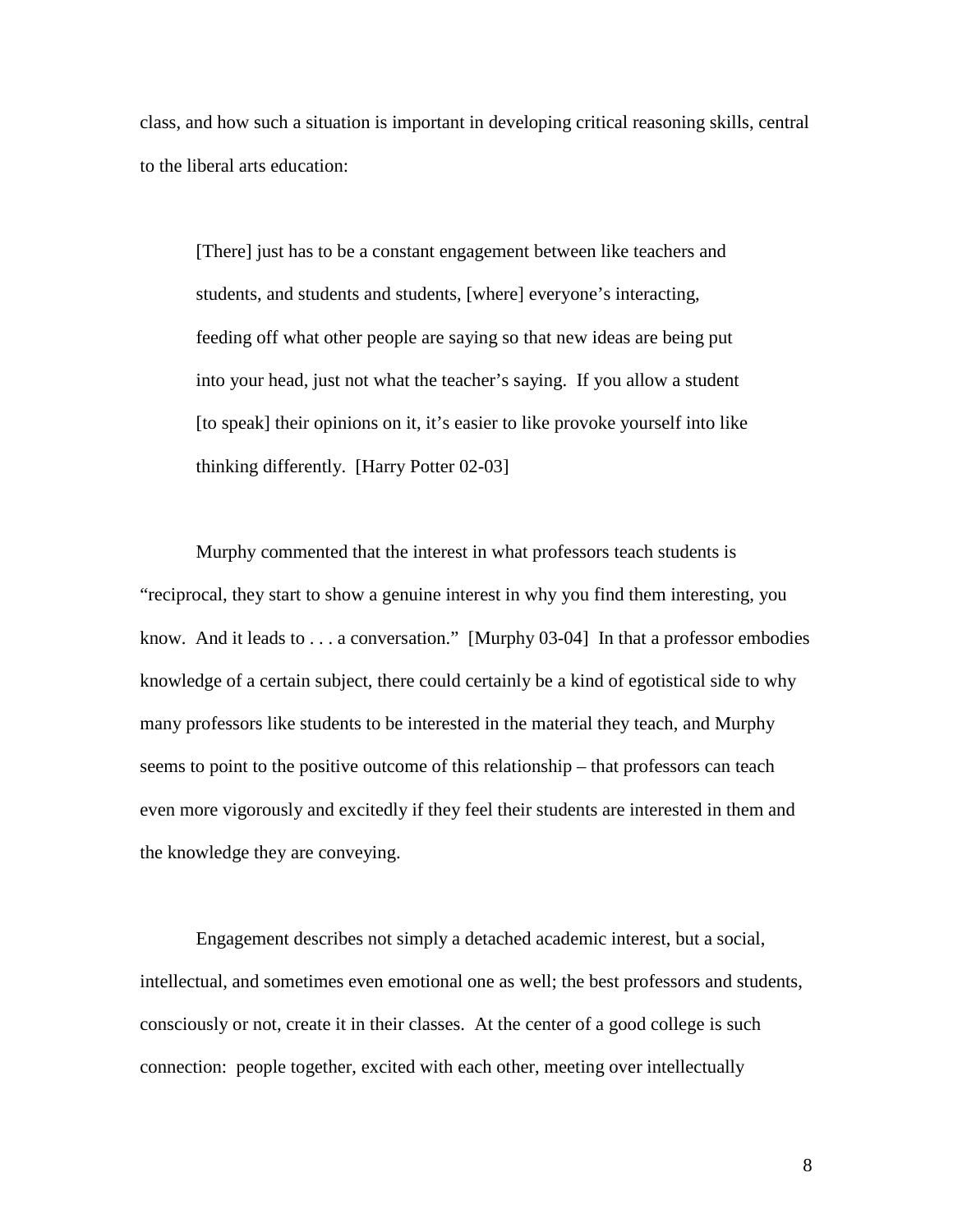class, and how such a situation is important in developing critical reasoning skills, central to the liberal arts education:

> [There] just has to be a constant engagement between like teachers and students, and students and students, [where] everyone's interacting, feeding off what other people are saying so that new ideas are being put into your head, just not what the teacher's saying. If you allow a student [to speak] their opinions on it, it's easier to like provoke yourself into like thinking differently. [Harry Potter 02-03]

Murphy commented that the interest in what professors teach students is "reciprocal, they start to show a genuine interest in why you find them interesting, you know. And it leads to . . . a conversation." [Murphy 03-04] In that a professor embodies knowledge of a certain subject, there could certainly be a kind of egotistical side to why many professors like students to be interested in the material they teach, and Murphy seems to point to the positive outcome of this relationship – that professors can teach even more vigorously and excitedly if they feel their students are interested in them and the knowledge they are conveying.

Engagement describes not simply a detached academic interest, but a social, intellectual, and sometimes even emotional one as well; the best professors and students, consciously or not, create it in their classes. At the center of a good college is such connection: people together, excited with each other, meeting over intellectually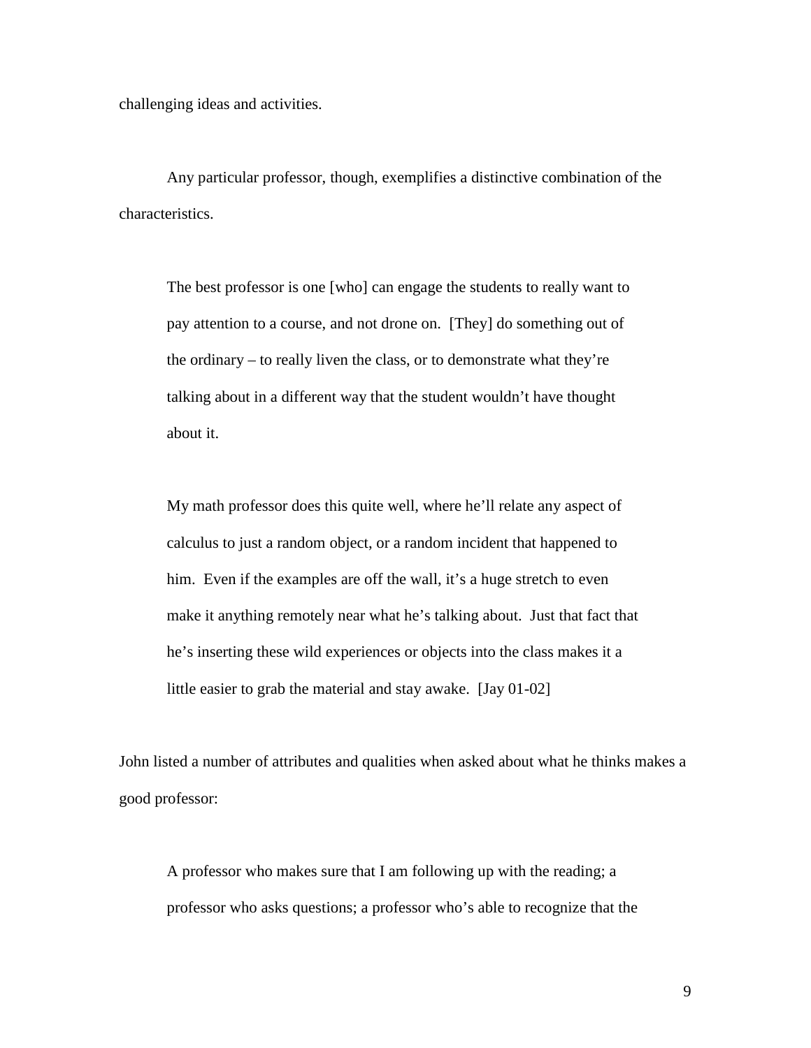challenging ideas and activities.

Any particular professor, though, exemplifies a distinctive combination of the characteristics.

> The best professor is one [who] can engage the students to really want to pay attention to a course, and not drone on. [They] do something out of the ordinary – to really liven the class, or to demonstrate what they're talking about in a different way that the student wouldn't have thought about it.
>
> My math professor does this quite well, where he'll relate any aspect of calculus to just a random object, or a random incident that happened to him. Even if the examples are off the wall, it's a huge stretch to even make it anything remotely near what he's talking about. Just that fact that he's inserting these wild experiences or objects into the class makes it a little easier to grab the material and stay awake. [Jay 01-02]

John listed a number of attributes and qualities when asked about what he thinks makes a good professor:

> A professor who makes sure that I am following up with the reading; a professor who asks questions; a professor who's able to recognize that the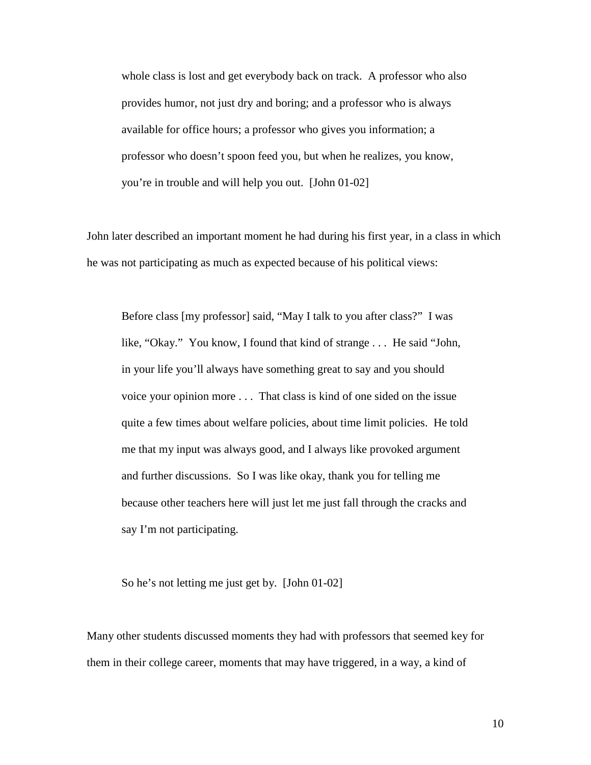> whole class is lost and get everybody back on track. A professor who also provides humor, not just dry and boring; and a professor who is always available for office hours; a professor who gives you information; a professor who doesn't spoon feed you, but when he realizes, you know, you're in trouble and will help you out. [John 01-02]

John later described an important moment he had during his first year, in a class in which he was not participating as much as expected because of his political views:

> Before class [my professor] said, "May I talk to you after class?" I was like, "Okay." You know, I found that kind of strange . . . He said "John, in your life you'll always have something great to say and you should voice your opinion more . . . That class is kind of one sided on the issue quite a few times about welfare policies, about time limit policies. He told me that my input was always good, and I always like provoked argument and further discussions. So I was like okay, thank you for telling me because other teachers here will just let me just fall through the cracks and say I'm not participating.
>
> So he's not letting me just get by. [John 01-02]

Many other students discussed moments they had with professors that seemed key for them in their college career, moments that may have triggered, in a way, a kind of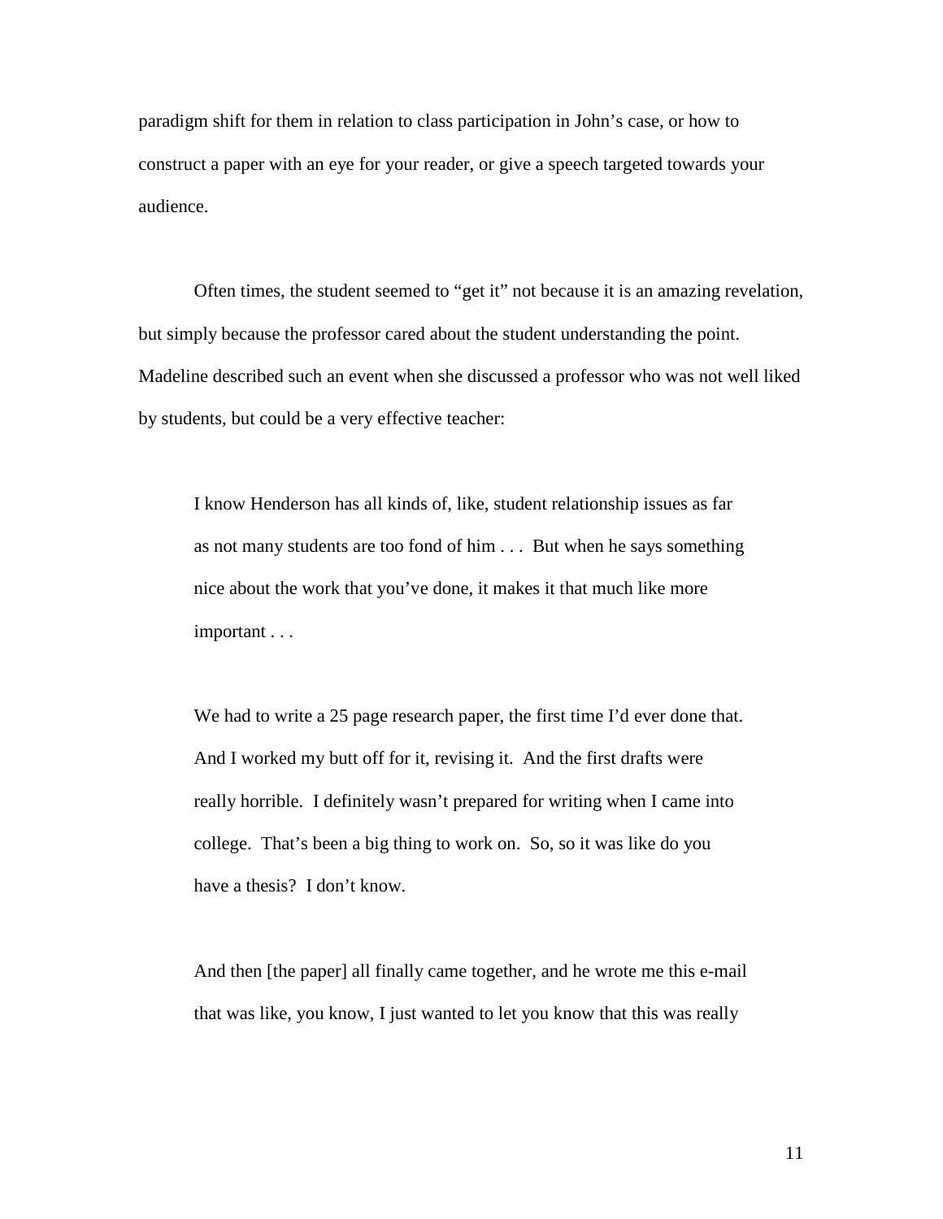paradigm shift for them in relation to class participation in John's case, or how to construct a paper with an eye for your reader, or give a speech targeted towards your audience.

Often times, the student seemed to "get it" not because it is an amazing revelation, but simply because the professor cared about the student understanding the point. Madeline described such an event when she discussed a professor who was not well liked by students, but could be a very effective teacher:

> I know Henderson has all kinds of, like, student relationship issues as far as not many students are too fond of him . . . But when he says something nice about the work that you've done, it makes it that much like more important . . .
>
> We had to write a 25 page research paper, the first time I'd ever done that. And I worked my butt off for it, revising it. And the first drafts were really horrible. I definitely wasn't prepared for writing when I came into college. That's been a big thing to work on. So, so it was like do you have a thesis? I don't know.
>
> And then [the paper] all finally came together, and he wrote me this e-mail that was like, you know, I just wanted to let you know that this was really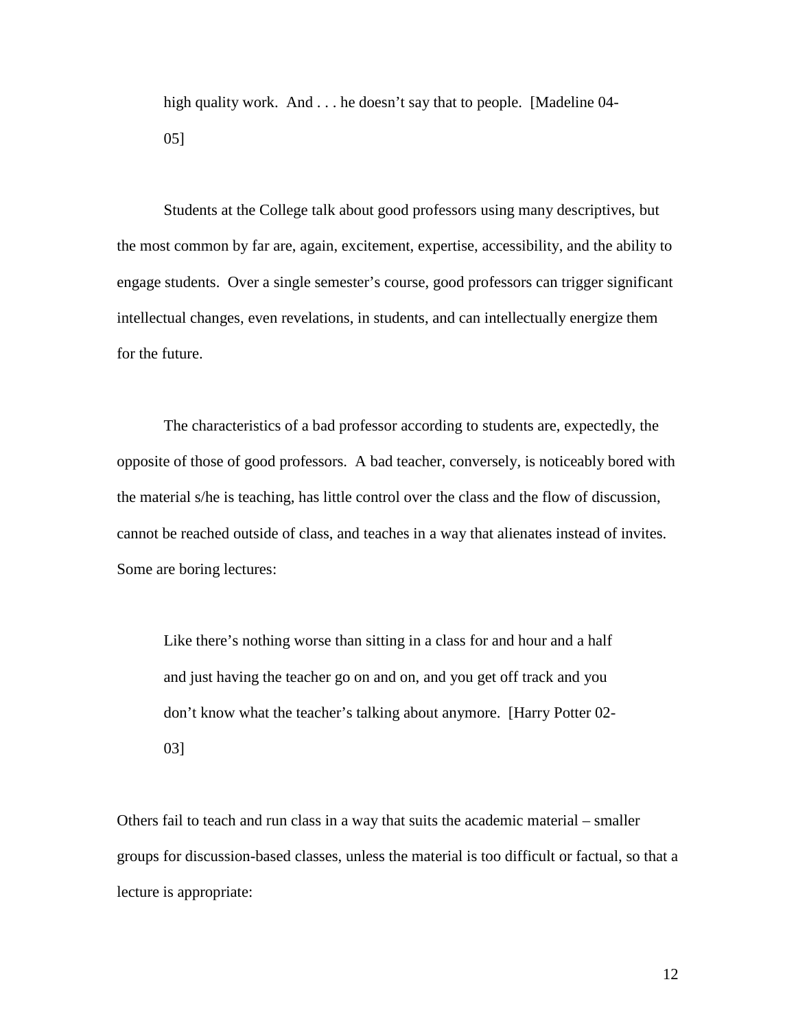> high quality work. And . . . he doesn't say that to people. [Madeline 04-05]

Students at the College talk about good professors using many descriptives, but the most common by far are, again, excitement, expertise, accessibility, and the ability to engage students. Over a single semester's course, good professors can trigger significant intellectual changes, even revelations, in students, and can intellectually energize them for the future.

The characteristics of a bad professor according to students are, expectedly, the opposite of those of good professors. A bad teacher, conversely, is noticeably bored with the material s/he is teaching, has little control over the class and the flow of discussion, cannot be reached outside of class, and teaches in a way that alienates instead of invites. Some are boring lectures:

> Like there's nothing worse than sitting in a class for and hour and a half and just having the teacher go on and on, and you get off track and you don't know what the teacher's talking about anymore. [Harry Potter 02-03]

Others fail to teach and run class in a way that suits the academic material – smaller groups for discussion-based classes, unless the material is too difficult or factual, so that a lecture is appropriate: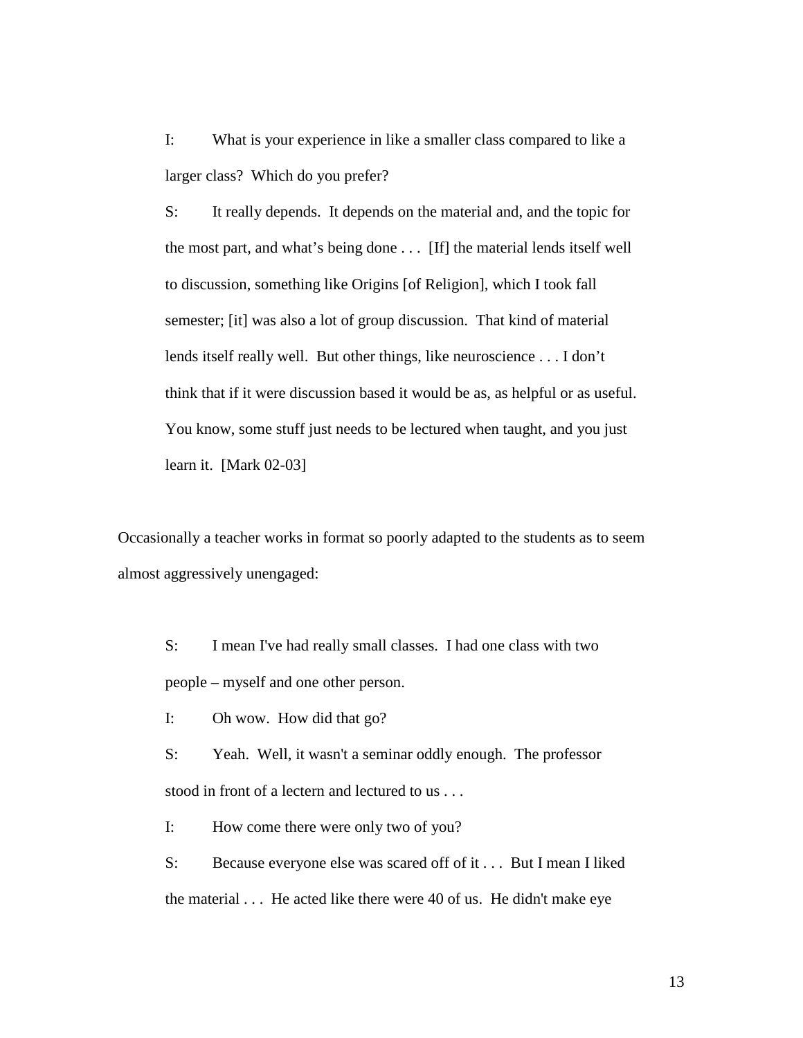> I: What is your experience in like a smaller class compared to like a larger class? Which do you prefer?
>
> S: It really depends. It depends on the material and, and the topic for the most part, and what's being done . . . [If] the material lends itself well to discussion, something like Origins [of Religion], which I took fall semester; [it] was also a lot of group discussion. That kind of material lends itself really well. But other things, like neuroscience . . . I don't think that if it were discussion based it would be as, as helpful or as useful. You know, some stuff just needs to be lectured when taught, and you just learn it. [Mark 02-03]

Occasionally a teacher works in format so poorly adapted to the students as to seem almost aggressively unengaged:

> S: I mean I've had really small classes. I had one class with two people – myself and one other person.
>
> I: Oh wow. How did that go?
>
> S: Yeah. Well, it wasn't a seminar oddly enough. The professor stood in front of a lectern and lectured to us . . .
>
> I: How come there were only two of you?
>
> S: Because everyone else was scared off of it . . . But I mean I liked the material . . . He acted like there were 40 of us. He didn't make eye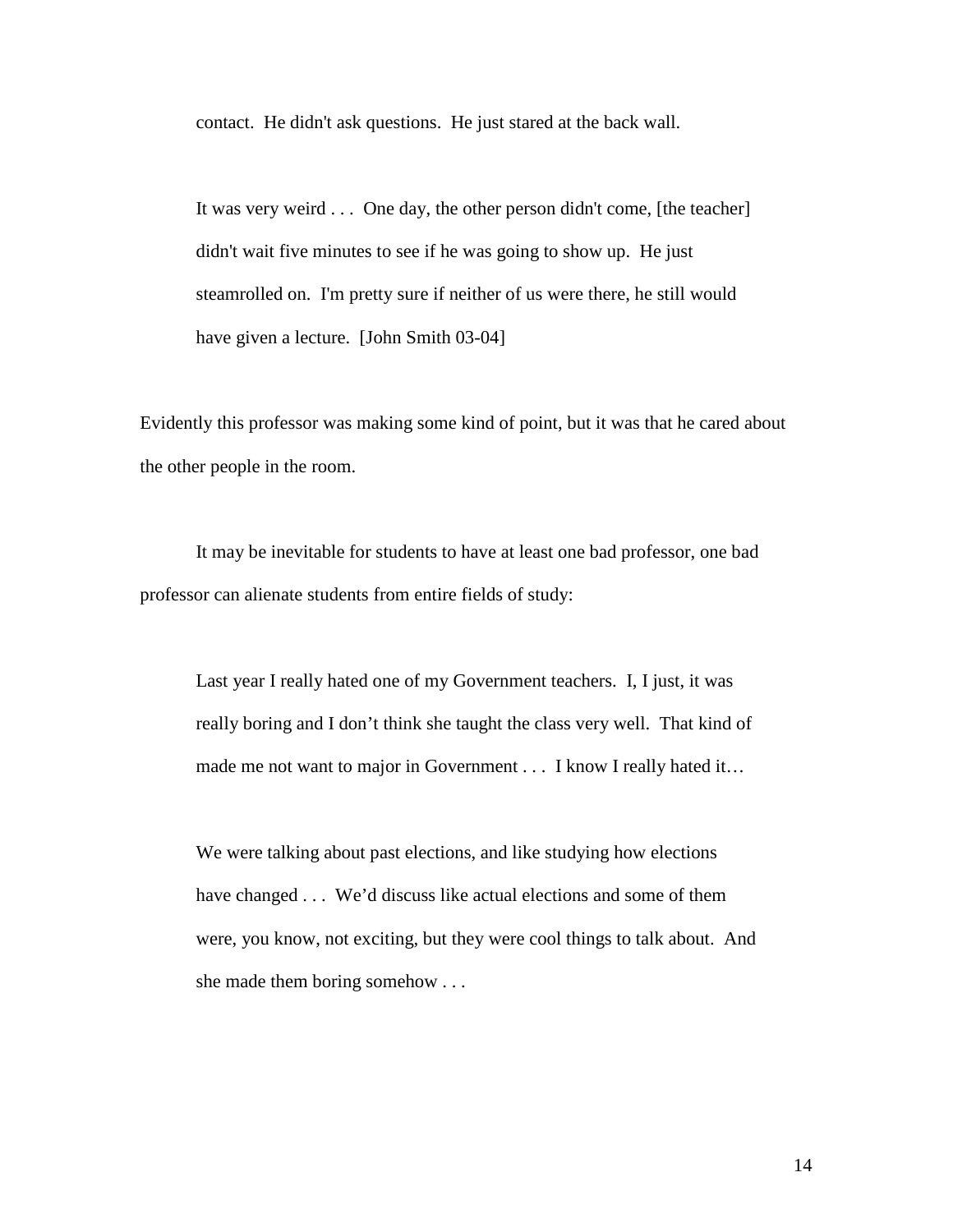contact.  He didn't ask questions.  He just stared at the back wall.

> It was very weird . . .  One day, the other person didn't come, [the teacher] didn't wait five minutes to see if he was going to show up.  He just steamrolled on.  I'm pretty sure if neither of us were there, he still would have given a lecture.  [John Smith 03-04]

Evidently this professor was making some kind of point, but it was that he cared about the other people in the room.

It may be inevitable for students to have at least one bad professor, one bad professor can alienate students from entire fields of study:

> Last year I really hated one of my Government teachers.  I, I just, it was really boring and I don't think she taught the class very well.  That kind of made me not want to major in Government . . .  I know I really hated it…
>
> We were talking about past elections, and like studying how elections have changed . . .  We'd discuss like actual elections and some of them were, you know, not exciting, but they were cool things to talk about.  And she made them boring somehow . . .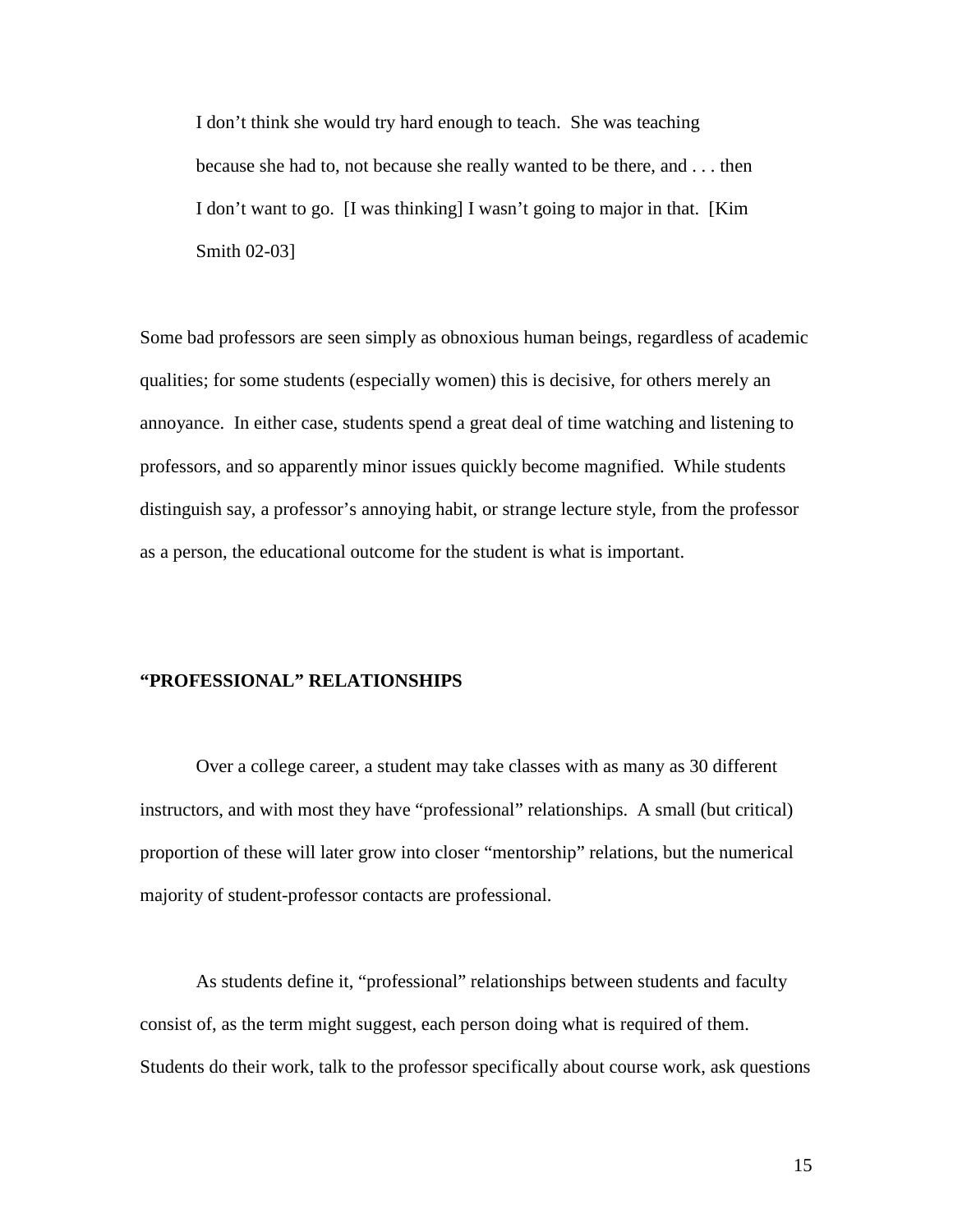> I don't think she would try hard enough to teach. She was teaching because she had to, not because she really wanted to be there, and . . . then I don't want to go. [I was thinking] I wasn't going to major in that. [Kim Smith 02-03]

Some bad professors are seen simply as obnoxious human beings, regardless of academic qualities; for some students (especially women) this is decisive, for others merely an annoyance. In either case, students spend a great deal of time watching and listening to professors, and so apparently minor issues quickly become magnified. While students distinguish say, a professor's annoying habit, or strange lecture style, from the professor as a person, the educational outcome for the student is what is important.

## "PROFESSIONAL" RELATIONSHIPS

Over a college career, a student may take classes with as many as 30 different instructors, and with most they have "professional" relationships. A small (but critical) proportion of these will later grow into closer "mentorship" relations, but the numerical majority of student-professor contacts are professional.

As students define it, "professional" relationships between students and faculty consist of, as the term might suggest, each person doing what is required of them. Students do their work, talk to the professor specifically about course work, ask questions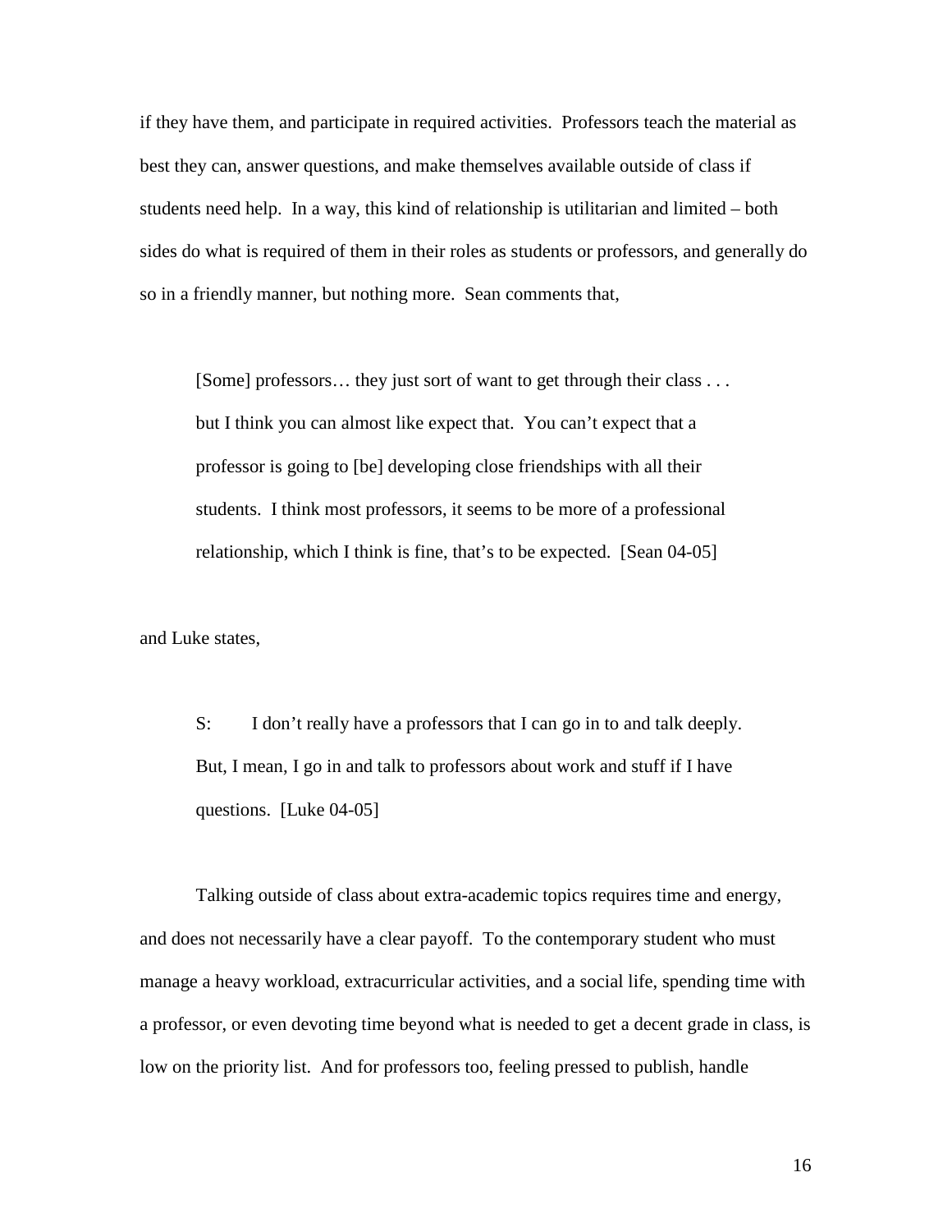if they have them, and participate in required activities. Professors teach the material as best they can, answer questions, and make themselves available outside of class if students need help. In a way, this kind of relationship is utilitarian and limited – both sides do what is required of them in their roles as students or professors, and generally do so in a friendly manner, but nothing more. Sean comments that,

> [Some] professors… they just sort of want to get through their class . . . but I think you can almost like expect that. You can't expect that a professor is going to [be] developing close friendships with all their students. I think most professors, it seems to be more of a professional relationship, which I think is fine, that's to be expected. [Sean 04-05]

and Luke states,

> S: I don't really have a professors that I can go in to and talk deeply. But, I mean, I go in and talk to professors about work and stuff if I have questions. [Luke 04-05]

Talking outside of class about extra-academic topics requires time and energy, and does not necessarily have a clear payoff. To the contemporary student who must manage a heavy workload, extracurricular activities, and a social life, spending time with a professor, or even devoting time beyond what is needed to get a decent grade in class, is low on the priority list. And for professors too, feeling pressed to publish, handle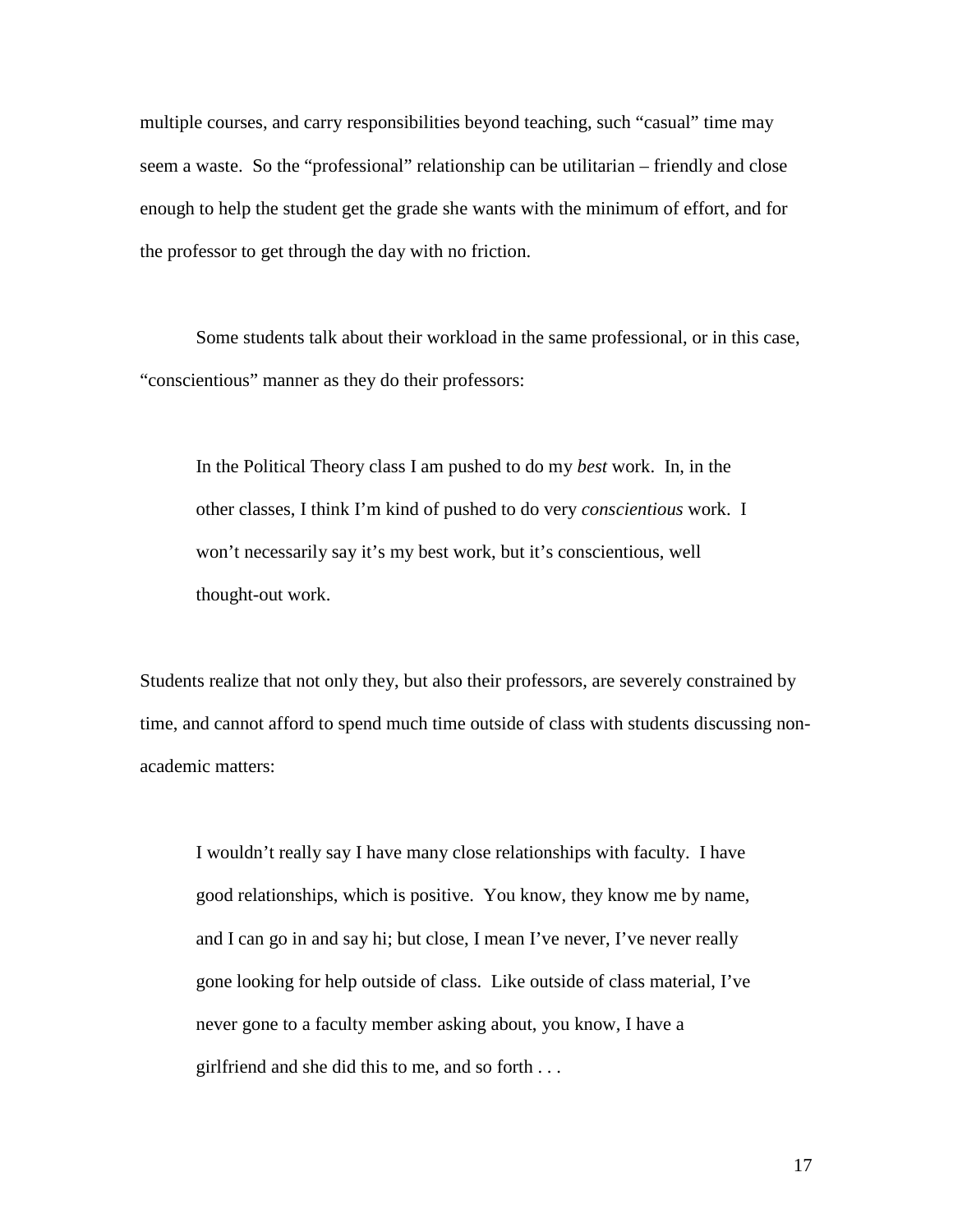multiple courses, and carry responsibilities beyond teaching, such "casual" time may seem a waste. So the "professional" relationship can be utilitarian – friendly and close enough to help the student get the grade she wants with the minimum of effort, and for the professor to get through the day with no friction.

Some students talk about their workload in the same professional, or in this case, "conscientious" manner as they do their professors:

> In the Political Theory class I am pushed to do my *best* work. In, in the other classes, I think I'm kind of pushed to do very *conscientious* work. I won't necessarily say it's my best work, but it's conscientious, well thought-out work.

Students realize that not only they, but also their professors, are severely constrained by time, and cannot afford to spend much time outside of class with students discussing non-academic matters:

> I wouldn't really say I have many close relationships with faculty. I have good relationships, which is positive. You know, they know me by name, and I can go in and say hi; but close, I mean I've never, I've never really gone looking for help outside of class. Like outside of class material, I've never gone to a faculty member asking about, you know, I have a girlfriend and she did this to me, and so forth . . .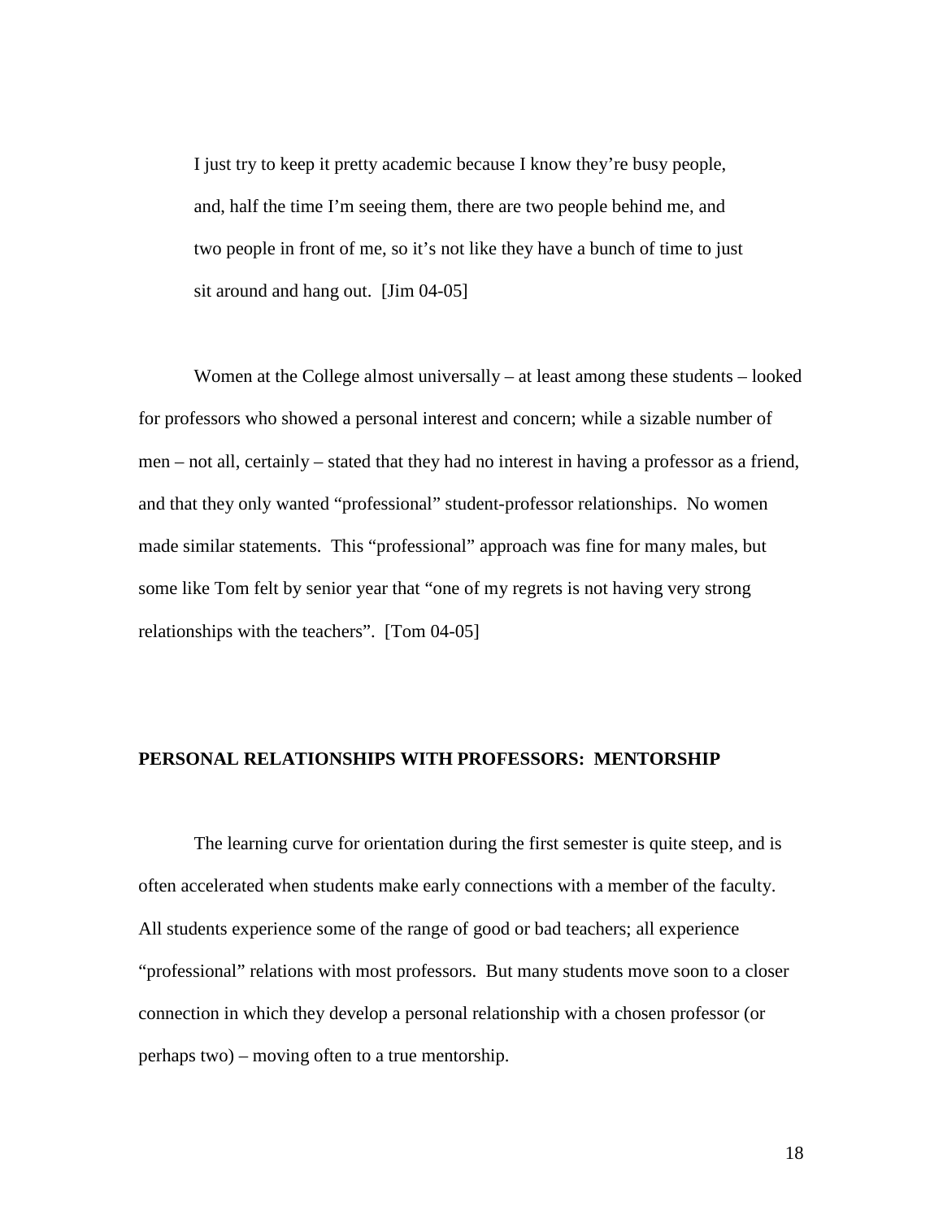> I just try to keep it pretty academic because I know they're busy people, and, half the time I'm seeing them, there are two people behind me, and two people in front of me, so it's not like they have a bunch of time to just sit around and hang out. [Jim 04-05]

Women at the College almost universally – at least among these students – looked for professors who showed a personal interest and concern; while a sizable number of men – not all, certainly – stated that they had no interest in having a professor as a friend, and that they only wanted "professional" student-professor relationships. No women made similar statements. This "professional" approach was fine for many males, but some like Tom felt by senior year that "one of my regrets is not having very strong relationships with the teachers". [Tom 04-05]

## PERSONAL RELATIONSHIPS WITH PROFESSORS: MENTORSHIP

The learning curve for orientation during the first semester is quite steep, and is often accelerated when students make early connections with a member of the faculty. All students experience some of the range of good or bad teachers; all experience "professional" relations with most professors. But many students move soon to a closer connection in which they develop a personal relationship with a chosen professor (or perhaps two) – moving often to a true mentorship.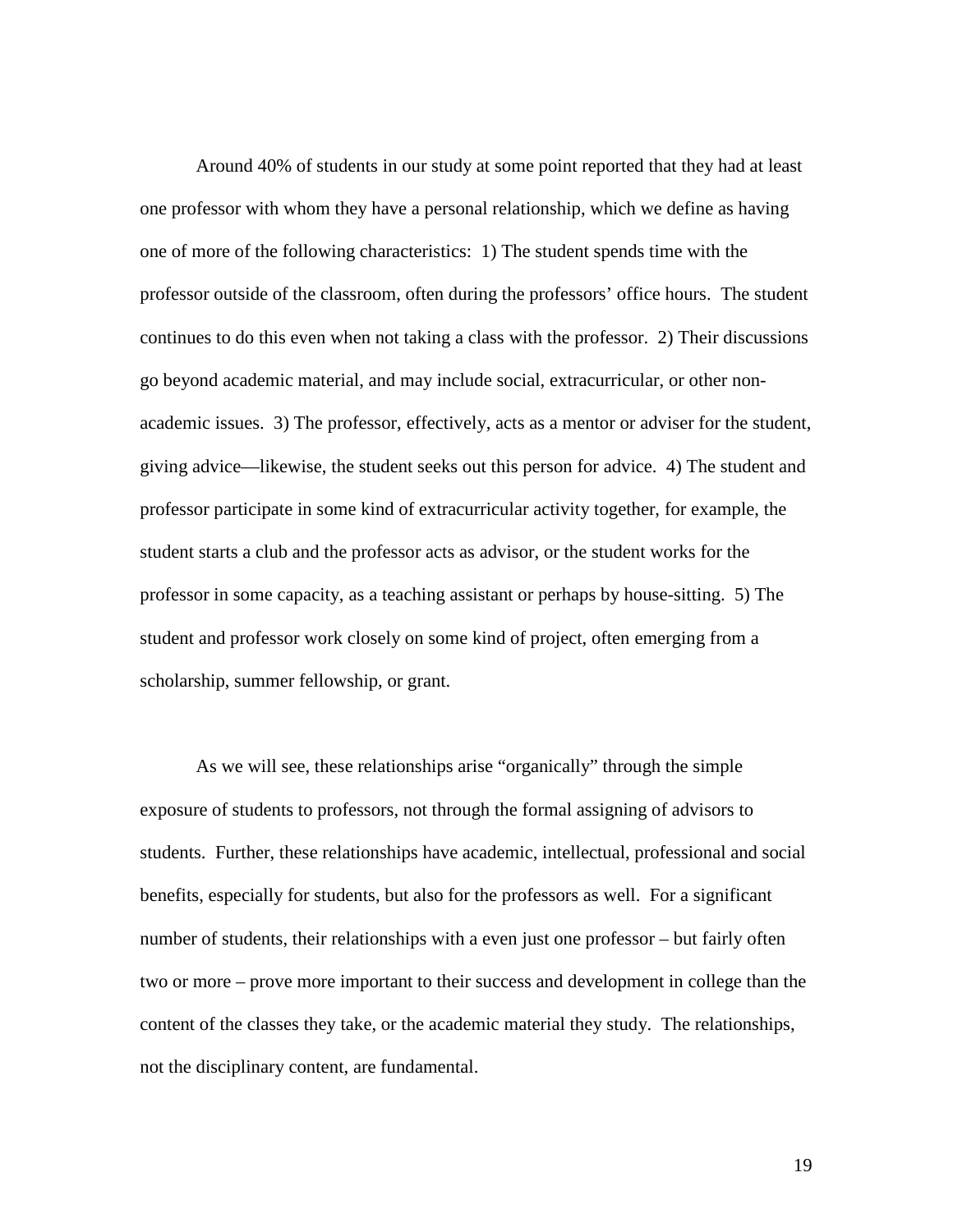Around 40% of students in our study at some point reported that they had at least one professor with whom they have a personal relationship, which we define as having one of more of the following characteristics: 1) The student spends time with the professor outside of the classroom, often during the professors' office hours. The student continues to do this even when not taking a class with the professor. 2) Their discussions go beyond academic material, and may include social, extracurricular, or other non-academic issues. 3) The professor, effectively, acts as a mentor or adviser for the student, giving advice—likewise, the student seeks out this person for advice. 4) The student and professor participate in some kind of extracurricular activity together, for example, the student starts a club and the professor acts as advisor, or the student works for the professor in some capacity, as a teaching assistant or perhaps by house-sitting. 5) The student and professor work closely on some kind of project, often emerging from a scholarship, summer fellowship, or grant.

As we will see, these relationships arise "organically" through the simple exposure of students to professors, not through the formal assigning of advisors to students. Further, these relationships have academic, intellectual, professional and social benefits, especially for students, but also for the professors as well. For a significant number of students, their relationships with a even just one professor – but fairly often two or more – prove more important to their success and development in college than the content of the classes they take, or the academic material they study. The relationships, not the disciplinary content, are fundamental.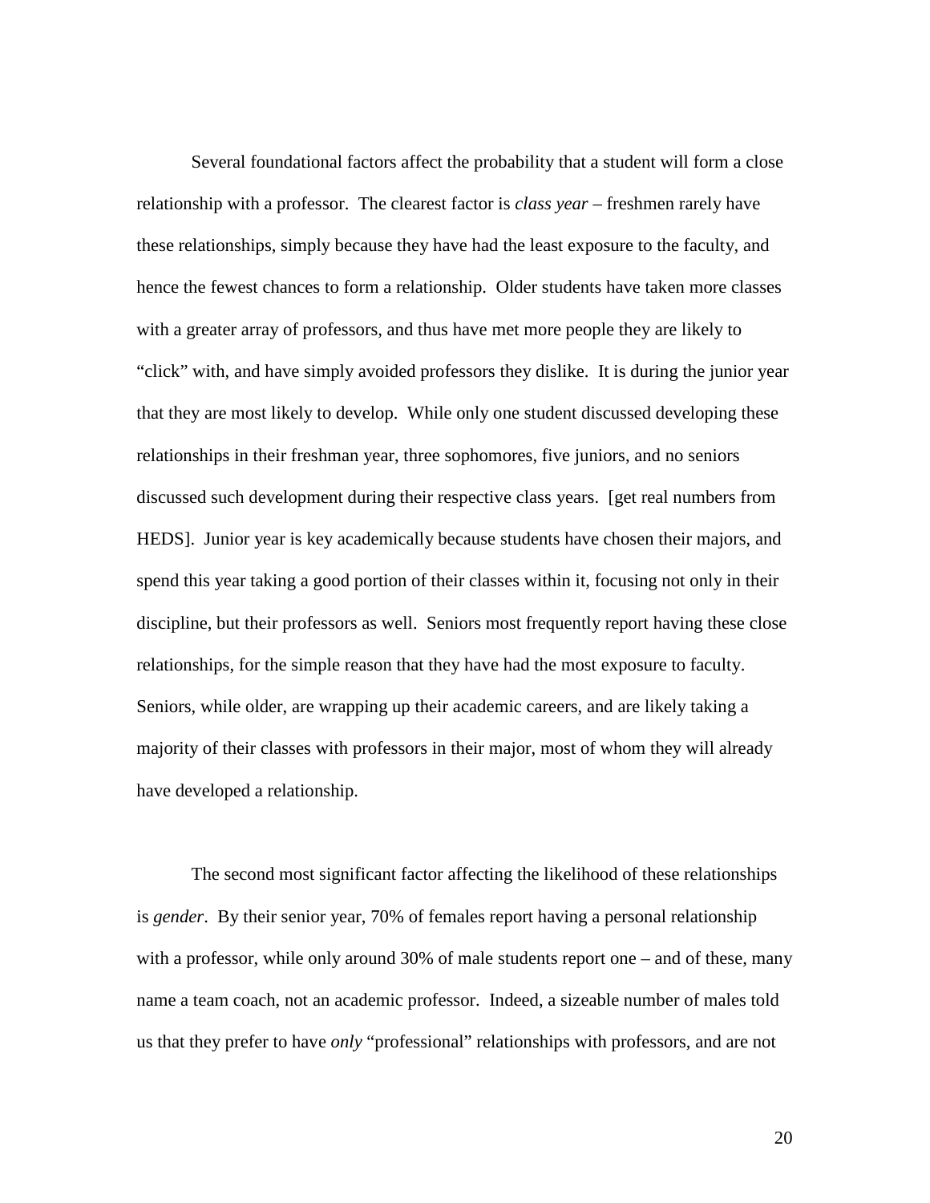Several foundational factors affect the probability that a student will form a close relationship with a professor. The clearest factor is *class year* – freshmen rarely have these relationships, simply because they have had the least exposure to the faculty, and hence the fewest chances to form a relationship. Older students have taken more classes with a greater array of professors, and thus have met more people they are likely to "click" with, and have simply avoided professors they dislike. It is during the junior year that they are most likely to develop. While only one student discussed developing these relationships in their freshman year, three sophomores, five juniors, and no seniors discussed such development during their respective class years. [get real numbers from HEDS]. Junior year is key academically because students have chosen their majors, and spend this year taking a good portion of their classes within it, focusing not only in their discipline, but their professors as well. Seniors most frequently report having these close relationships, for the simple reason that they have had the most exposure to faculty. Seniors, while older, are wrapping up their academic careers, and are likely taking a majority of their classes with professors in their major, most of whom they will already have developed a relationship.

The second most significant factor affecting the likelihood of these relationships is *gender*. By their senior year, 70% of females report having a personal relationship with a professor, while only around 30% of male students report one – and of these, many name a team coach, not an academic professor. Indeed, a sizeable number of males told us that they prefer to have *only* "professional" relationships with professors, and are not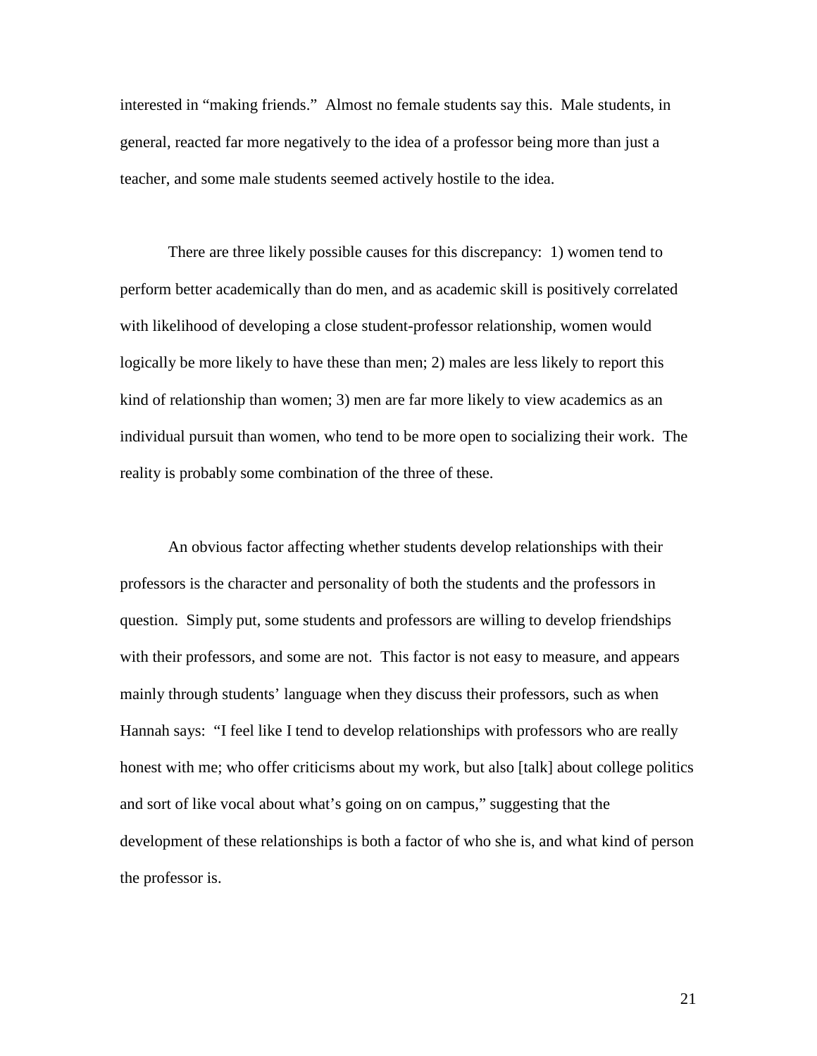interested in "making friends." Almost no female students say this. Male students, in general, reacted far more negatively to the idea of a professor being more than just a teacher, and some male students seemed actively hostile to the idea.

There are three likely possible causes for this discrepancy: 1) women tend to perform better academically than do men, and as academic skill is positively correlated with likelihood of developing a close student-professor relationship, women would logically be more likely to have these than men; 2) males are less likely to report this kind of relationship than women; 3) men are far more likely to view academics as an individual pursuit than women, who tend to be more open to socializing their work. The reality is probably some combination of the three of these.

An obvious factor affecting whether students develop relationships with their professors is the character and personality of both the students and the professors in question. Simply put, some students and professors are willing to develop friendships with their professors, and some are not. This factor is not easy to measure, and appears mainly through students' language when they discuss their professors, such as when Hannah says: "I feel like I tend to develop relationships with professors who are really honest with me; who offer criticisms about my work, but also [talk] about college politics and sort of like vocal about what's going on on campus," suggesting that the development of these relationships is both a factor of who she is, and what kind of person the professor is.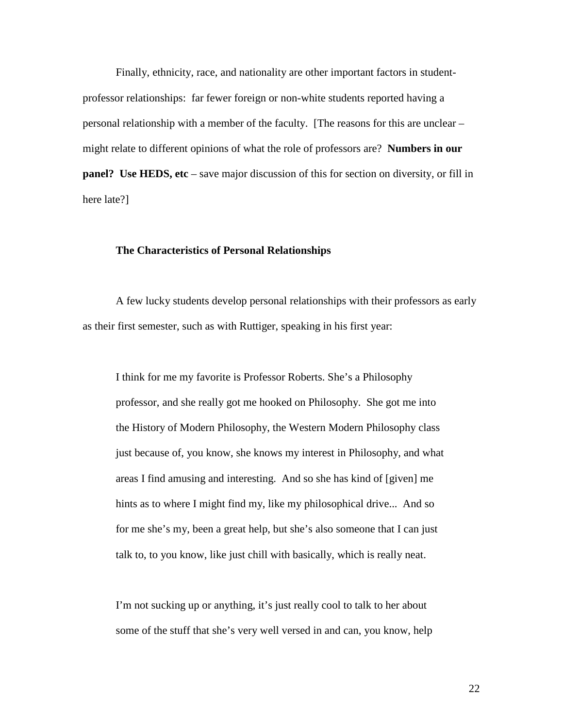Finally, ethnicity, race, and nationality are other important factors in student-professor relationships: far fewer foreign or non-white students reported having a personal relationship with a member of the faculty. [The reasons for this are unclear – might relate to different opinions of what the role of professors are? **Numbers in our panel? Use HEDS, etc** – save major discussion of this for section on diversity, or fill in here late?]

### The Characteristics of Personal Relationships

A few lucky students develop personal relationships with their professors as early as their first semester, such as with Ruttiger, speaking in his first year:

> I think for me my favorite is Professor Roberts. She's a Philosophy professor, and she really got me hooked on Philosophy. She got me into the History of Modern Philosophy, the Western Modern Philosophy class just because of, you know, she knows my interest in Philosophy, and what areas I find amusing and interesting. And so she has kind of [given] me hints as to where I might find my, like my philosophical drive... And so for me she's my, been a great help, but she's also someone that I can just talk to, to you know, like just chill with basically, which is really neat.
>
> I'm not sucking up or anything, it's just really cool to talk to her about some of the stuff that she's very well versed in and can, you know, help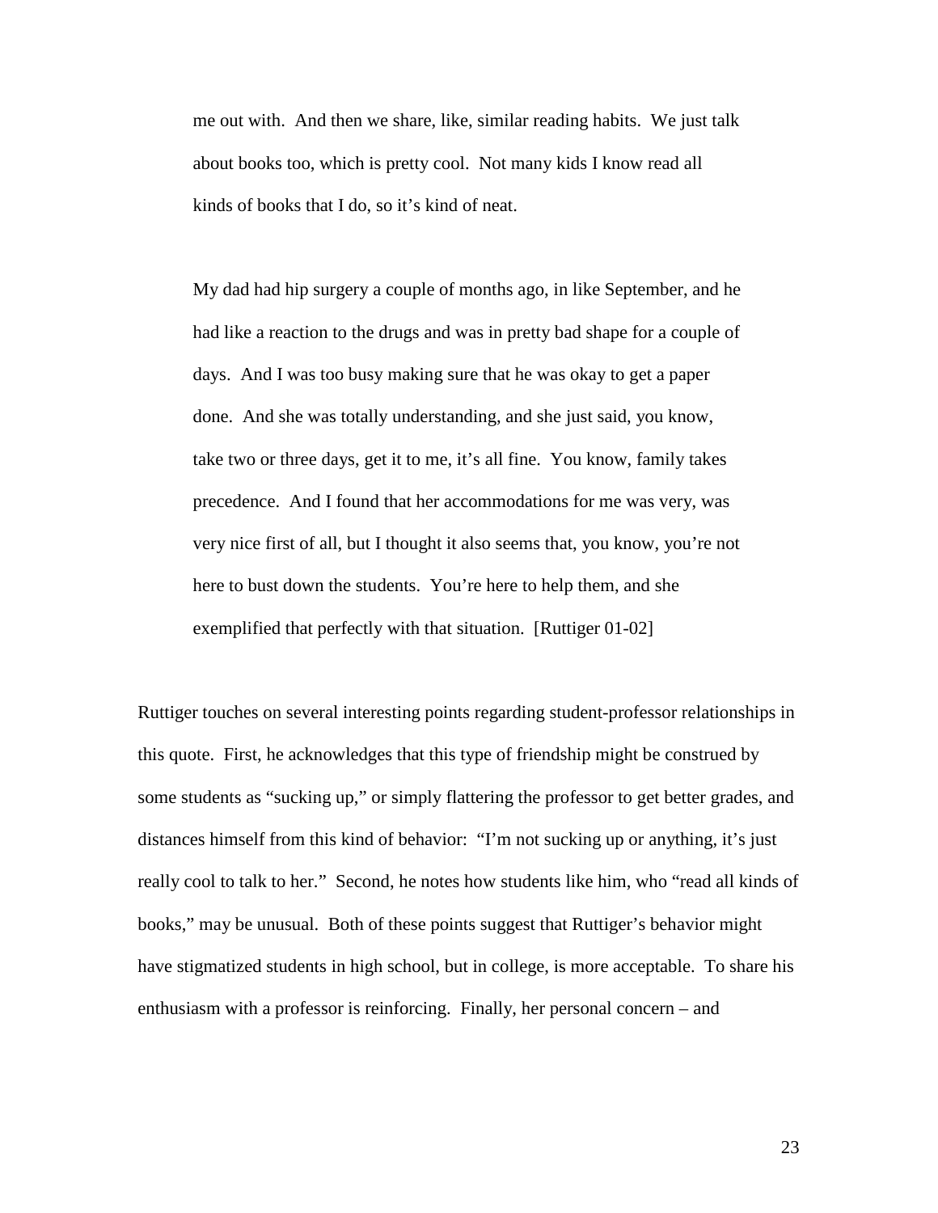> me out with. And then we share, like, similar reading habits. We just talk about books too, which is pretty cool. Not many kids I know read all kinds of books that I do, so it's kind of neat.
>
> My dad had hip surgery a couple of months ago, in like September, and he had like a reaction to the drugs and was in pretty bad shape for a couple of days. And I was too busy making sure that he was okay to get a paper done. And she was totally understanding, and she just said, you know, take two or three days, get it to me, it's all fine. You know, family takes precedence. And I found that her accommodations for me was very, was very nice first of all, but I thought it also seems that, you know, you're not here to bust down the students. You're here to help them, and she exemplified that perfectly with that situation. [Ruttiger 01-02]

Ruttiger touches on several interesting points regarding student-professor relationships in this quote. First, he acknowledges that this type of friendship might be construed by some students as "sucking up," or simply flattering the professor to get better grades, and distances himself from this kind of behavior: "I'm not sucking up or anything, it's just really cool to talk to her." Second, he notes how students like him, who "read all kinds of books," may be unusual. Both of these points suggest that Ruttiger's behavior might have stigmatized students in high school, but in college, is more acceptable. To share his enthusiasm with a professor is reinforcing. Finally, her personal concern – and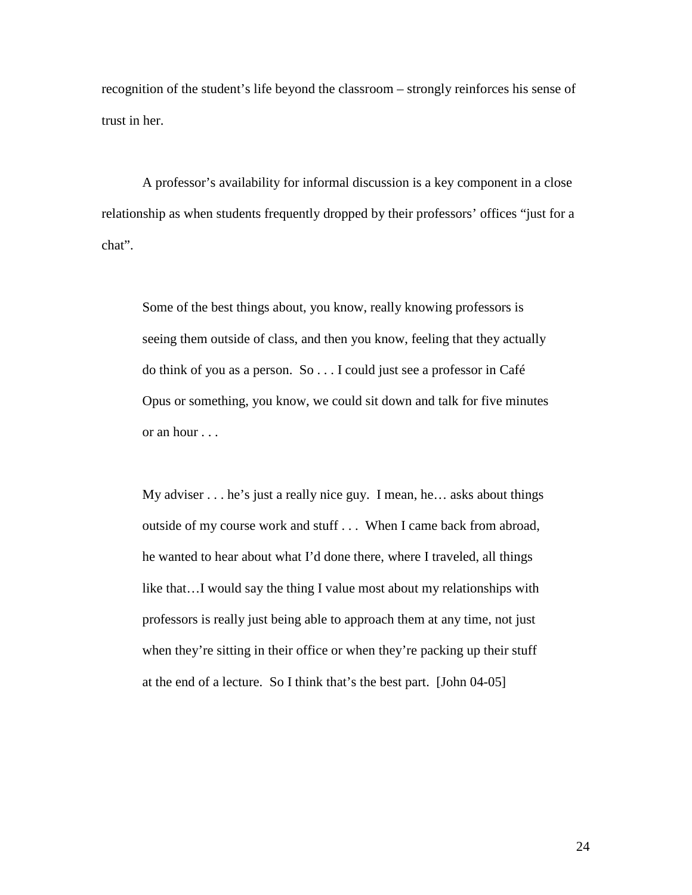recognition of the student's life beyond the classroom – strongly reinforces his sense of trust in her.

A professor's availability for informal discussion is a key component in a close relationship as when students frequently dropped by their professors' offices "just for a chat".

> Some of the best things about, you know, really knowing professors is seeing them outside of class, and then you know, feeling that they actually do think of you as a person. So . . . I could just see a professor in Café Opus or something, you know, we could sit down and talk for five minutes or an hour . . .
>
> My adviser . . . he's just a really nice guy. I mean, he… asks about things outside of my course work and stuff . . . When I came back from abroad, he wanted to hear about what I'd done there, where I traveled, all things like that…I would say the thing I value most about my relationships with professors is really just being able to approach them at any time, not just when they're sitting in their office or when they're packing up their stuff at the end of a lecture. So I think that's the best part. [John 04-05]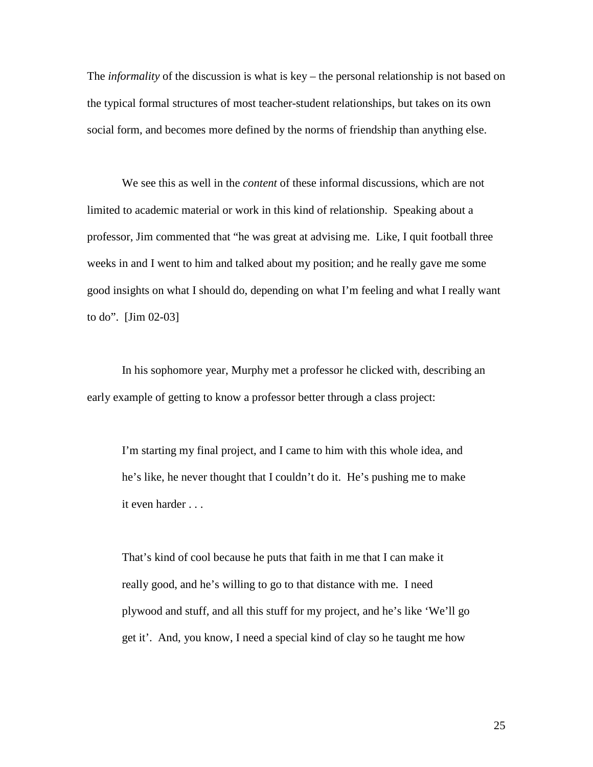The *informality* of the discussion is what is key – the personal relationship is not based on the typical formal structures of most teacher-student relationships, but takes on its own social form, and becomes more defined by the norms of friendship than anything else.

We see this as well in the *content* of these informal discussions, which are not limited to academic material or work in this kind of relationship. Speaking about a professor, Jim commented that "he was great at advising me. Like, I quit football three weeks in and I went to him and talked about my position; and he really gave me some good insights on what I should do, depending on what I'm feeling and what I really want to do". [Jim 02-03]

In his sophomore year, Murphy met a professor he clicked with, describing an early example of getting to know a professor better through a class project:

> I'm starting my final project, and I came to him with this whole idea, and he's like, he never thought that I couldn't do it. He's pushing me to make it even harder . . .
>
> That's kind of cool because he puts that faith in me that I can make it really good, and he's willing to go to that distance with me. I need plywood and stuff, and all this stuff for my project, and he's like 'We'll go get it'. And, you know, I need a special kind of clay so he taught me how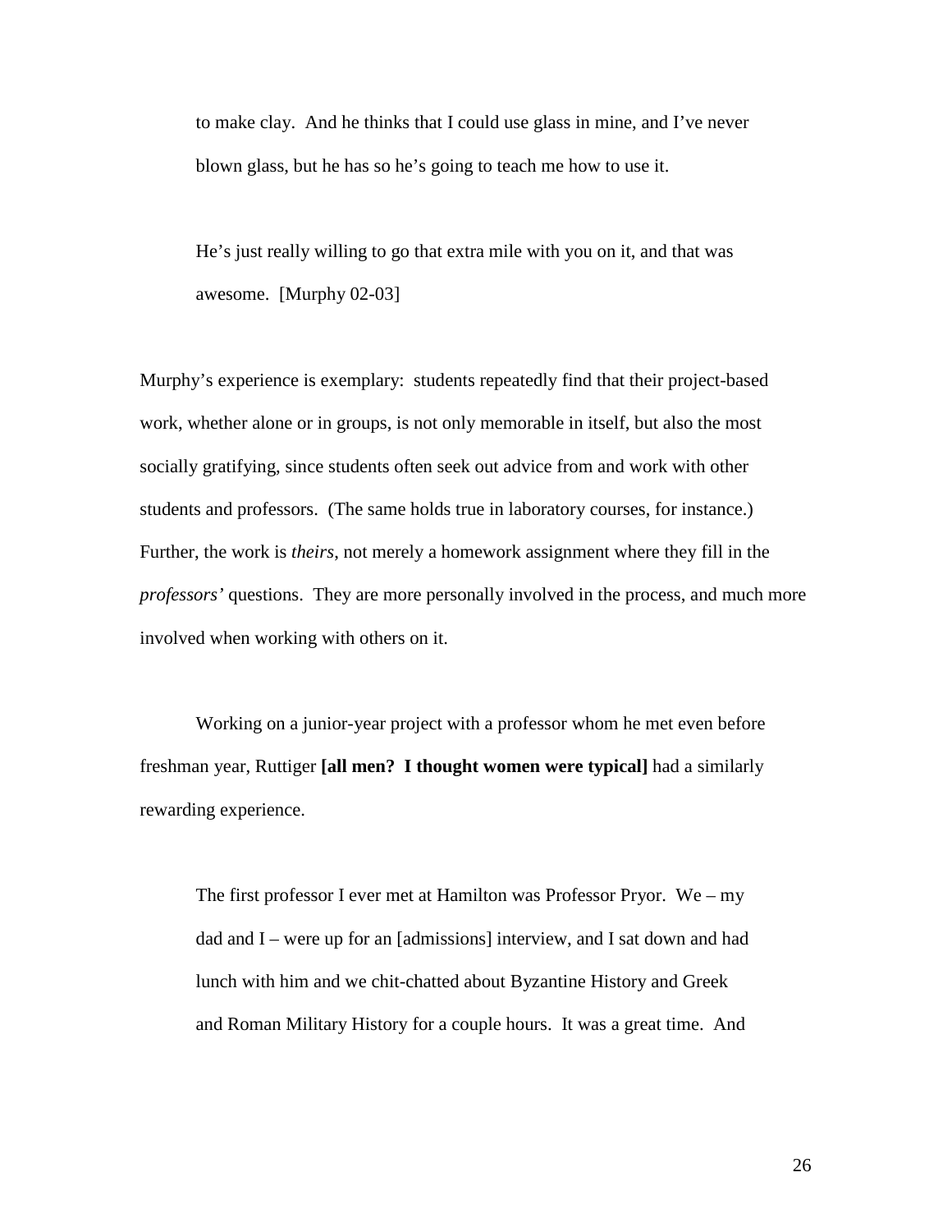> to make clay. And he thinks that I could use glass in mine, and I've never blown glass, but he has so he's going to teach me how to use it.
>
> He's just really willing to go that extra mile with you on it, and that was awesome. [Murphy 02-03]

Murphy's experience is exemplary: students repeatedly find that their project-based work, whether alone or in groups, is not only memorable in itself, but also the most socially gratifying, since students often seek out advice from and work with other students and professors. (The same holds true in laboratory courses, for instance.) Further, the work is *theirs*, not merely a homework assignment where they fill in the *professors'* questions. They are more personally involved in the process, and much more involved when working with others on it.

Working on a junior-year project with a professor whom he met even before freshman year, Ruttiger **[all men? I thought women were typical]** had a similarly rewarding experience.

> The first professor I ever met at Hamilton was Professor Pryor. We – my dad and I – were up for an [admissions] interview, and I sat down and had lunch with him and we chit-chatted about Byzantine History and Greek and Roman Military History for a couple hours. It was a great time. And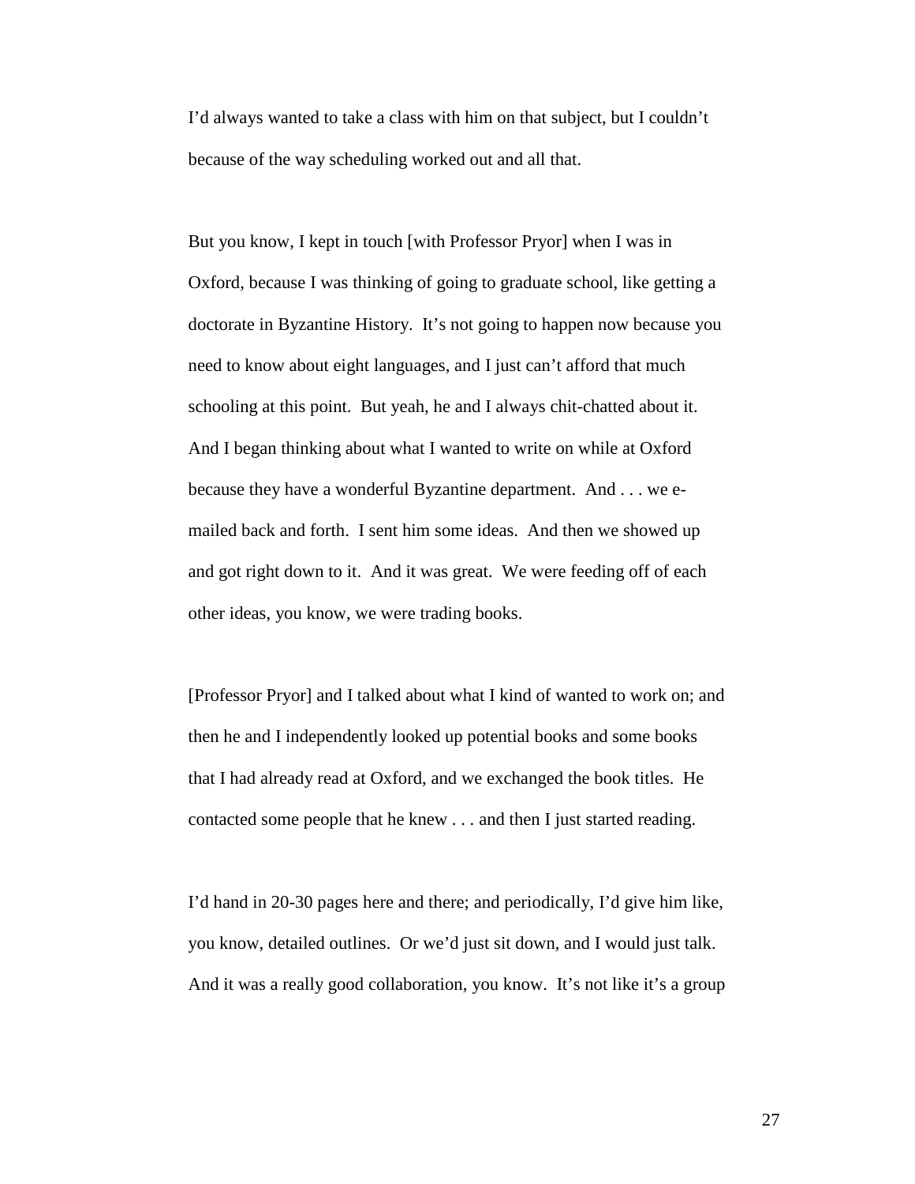I'd always wanted to take a class with him on that subject, but I couldn't because of the way scheduling worked out and all that.

But you know, I kept in touch [with Professor Pryor] when I was in Oxford, because I was thinking of going to graduate school, like getting a doctorate in Byzantine History. It's not going to happen now because you need to know about eight languages, and I just can't afford that much schooling at this point. But yeah, he and I always chit-chatted about it. And I began thinking about what I wanted to write on while at Oxford because they have a wonderful Byzantine department. And . . . we e-mailed back and forth. I sent him some ideas. And then we showed up and got right down to it. And it was great. We were feeding off of each other ideas, you know, we were trading books.

[Professor Pryor] and I talked about what I kind of wanted to work on; and then he and I independently looked up potential books and some books that I had already read at Oxford, and we exchanged the book titles. He contacted some people that he knew . . . and then I just started reading.

I'd hand in 20-30 pages here and there; and periodically, I'd give him like, you know, detailed outlines. Or we'd just sit down, and I would just talk. And it was a really good collaboration, you know. It's not like it's a group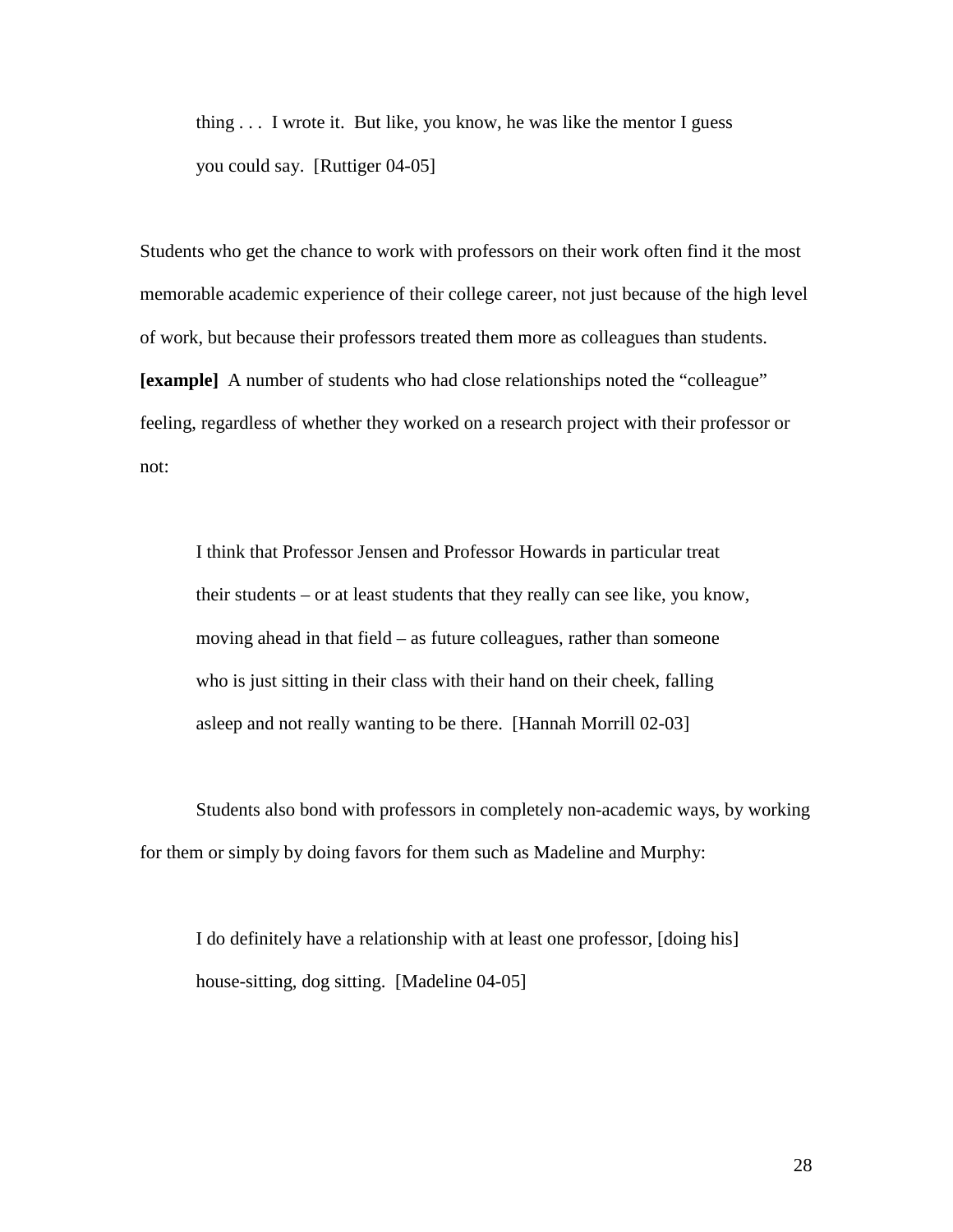> thing . . . I wrote it. But like, you know, he was like the mentor I guess you could say. [Ruttiger 04-05]

Students who get the chance to work with professors on their work often find it the most memorable academic experience of their college career, not just because of the high level of work, but because their professors treated them more as colleagues than students. **[example]** A number of students who had close relationships noted the "colleague" feeling, regardless of whether they worked on a research project with their professor or not:

> I think that Professor Jensen and Professor Howards in particular treat their students – or at least students that they really can see like, you know, moving ahead in that field – as future colleagues, rather than someone who is just sitting in their class with their hand on their cheek, falling asleep and not really wanting to be there. [Hannah Morrill 02-03]

Students also bond with professors in completely non-academic ways, by working for them or simply by doing favors for them such as Madeline and Murphy:

> I do definitely have a relationship with at least one professor, [doing his] house-sitting, dog sitting. [Madeline 04-05]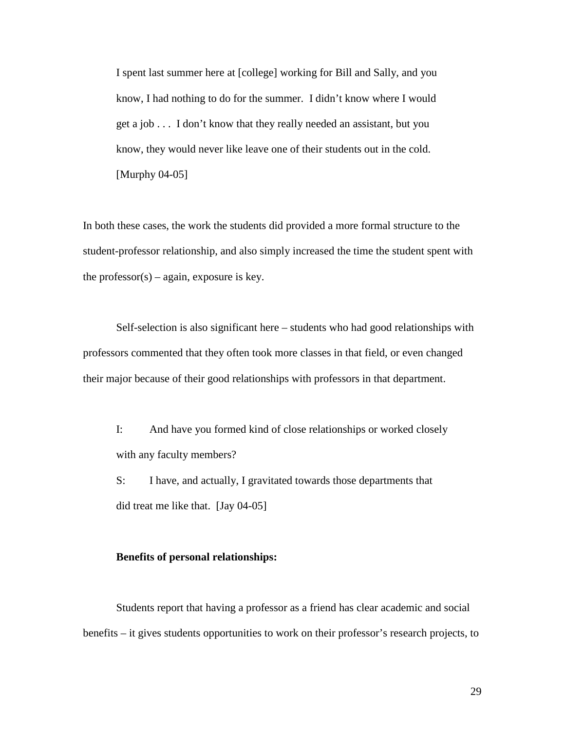> I spent last summer here at [college] working for Bill and Sally, and you know, I had nothing to do for the summer. I didn't know where I would get a job . . . I don't know that they really needed an assistant, but you know, they would never like leave one of their students out in the cold. [Murphy 04-05]

In both these cases, the work the students did provided a more formal structure to the student-professor relationship, and also simply increased the time the student spent with the professor(s) – again, exposure is key.

Self-selection is also significant here – students who had good relationships with professors commented that they often took more classes in that field, or even changed their major because of their good relationships with professors in that department.

> I: And have you formed kind of close relationships or worked closely with any faculty members?
>
> S: I have, and actually, I gravitated towards those departments that did treat me like that. [Jay 04-05]

**Benefits of personal relationships:**

Students report that having a professor as a friend has clear academic and social benefits – it gives students opportunities to work on their professor's research projects, to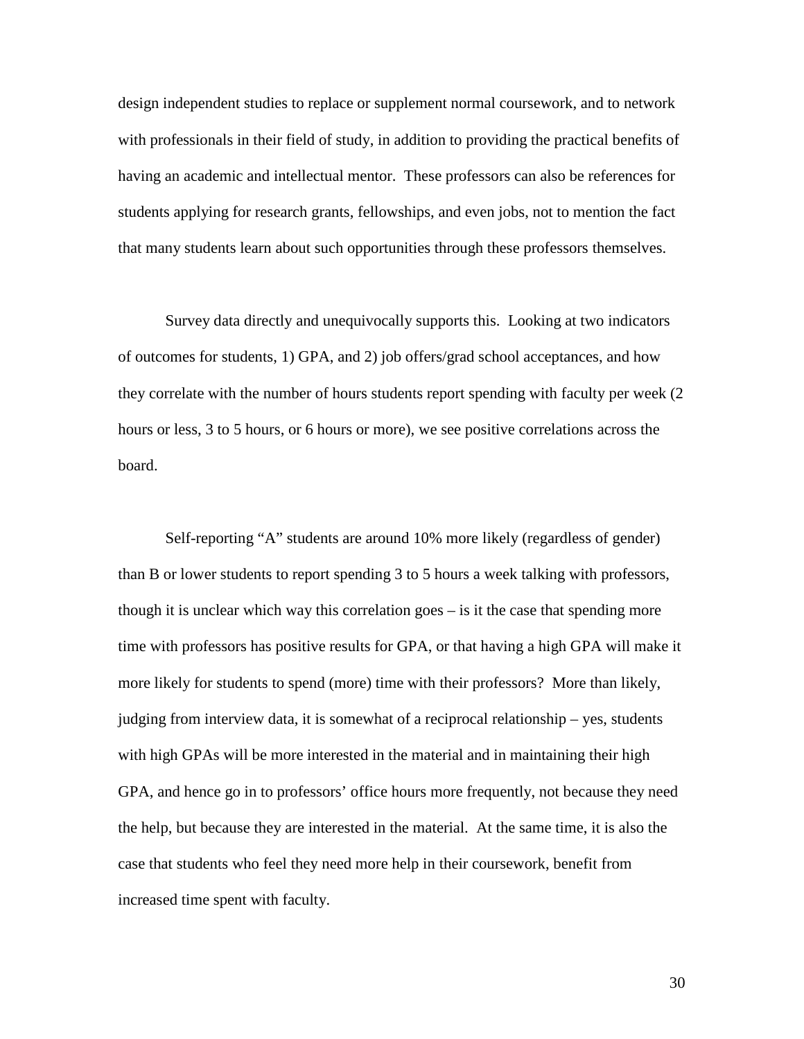design independent studies to replace or supplement normal coursework, and to network with professionals in their field of study, in addition to providing the practical benefits of having an academic and intellectual mentor. These professors can also be references for students applying for research grants, fellowships, and even jobs, not to mention the fact that many students learn about such opportunities through these professors themselves.

Survey data directly and unequivocally supports this. Looking at two indicators of outcomes for students, 1) GPA, and 2) job offers/grad school acceptances, and how they correlate with the number of hours students report spending with faculty per week (2 hours or less, 3 to 5 hours, or 6 hours or more), we see positive correlations across the board.

Self-reporting "A" students are around 10% more likely (regardless of gender) than B or lower students to report spending 3 to 5 hours a week talking with professors, though it is unclear which way this correlation goes – is it the case that spending more time with professors has positive results for GPA, or that having a high GPA will make it more likely for students to spend (more) time with their professors? More than likely, judging from interview data, it is somewhat of a reciprocal relationship – yes, students with high GPAs will be more interested in the material and in maintaining their high GPA, and hence go in to professors' office hours more frequently, not because they need the help, but because they are interested in the material. At the same time, it is also the case that students who feel they need more help in their coursework, benefit from increased time spent with faculty.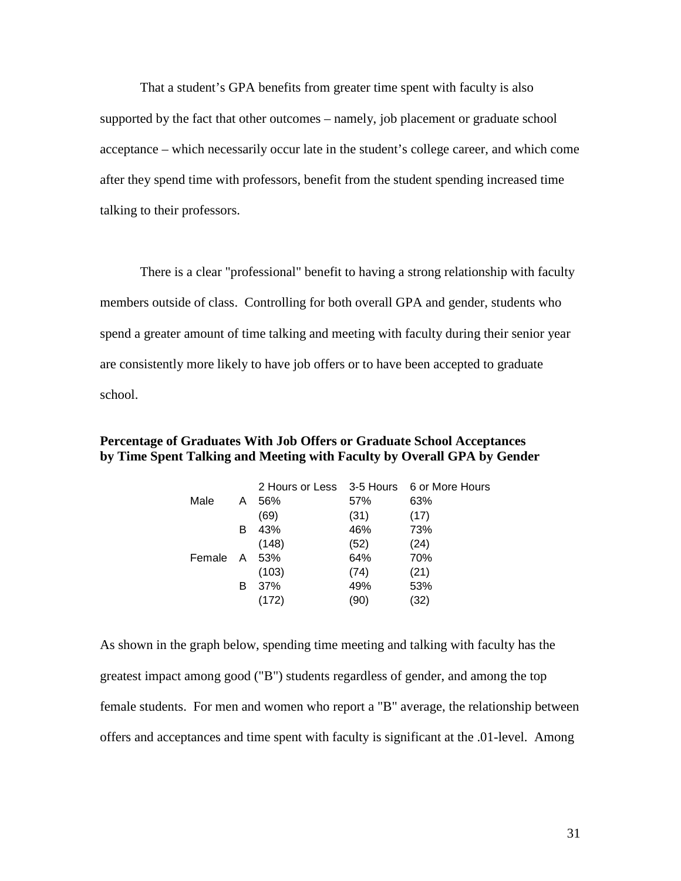That a student's GPA benefits from greater time spent with faculty is also supported by the fact that other outcomes – namely, job placement or graduate school acceptance – which necessarily occur late in the student's college career, and which come after they spend time with professors, benefit from the student spending increased time talking to their professors.

There is a clear "professional" benefit to having a strong relationship with faculty members outside of class. Controlling for both overall GPA and gender, students who spend a greater amount of time talking and meeting with faculty during their senior year are consistently more likely to have job offers or to have been accepted to graduate school.

**Percentage of Graduates With Job Offers or Graduate School Acceptances by Time Spent Talking and Meeting with Faculty by Overall GPA by Gender**

| | | 2 Hours or Less | 3-5 Hours | 6 or More Hours |
|---|---|---|---|---|
| Male | A | 56% | 57% | 63% |
| | | (69) | (31) | (17) |
| | B | 43% | 46% | 73% |
| | | (148) | (52) | (24) |
| Female | A | 53% | 64% | 70% |
| | | (103) | (74) | (21) |
| | B | 37% | 49% | 53% |
| | | (172) | (90) | (32) |

As shown in the graph below, spending time meeting and talking with faculty has the greatest impact among good ("B") students regardless of gender, and among the top female students. For men and women who report a "B" average, the relationship between offers and acceptances and time spent with faculty is significant at the .01-level. Among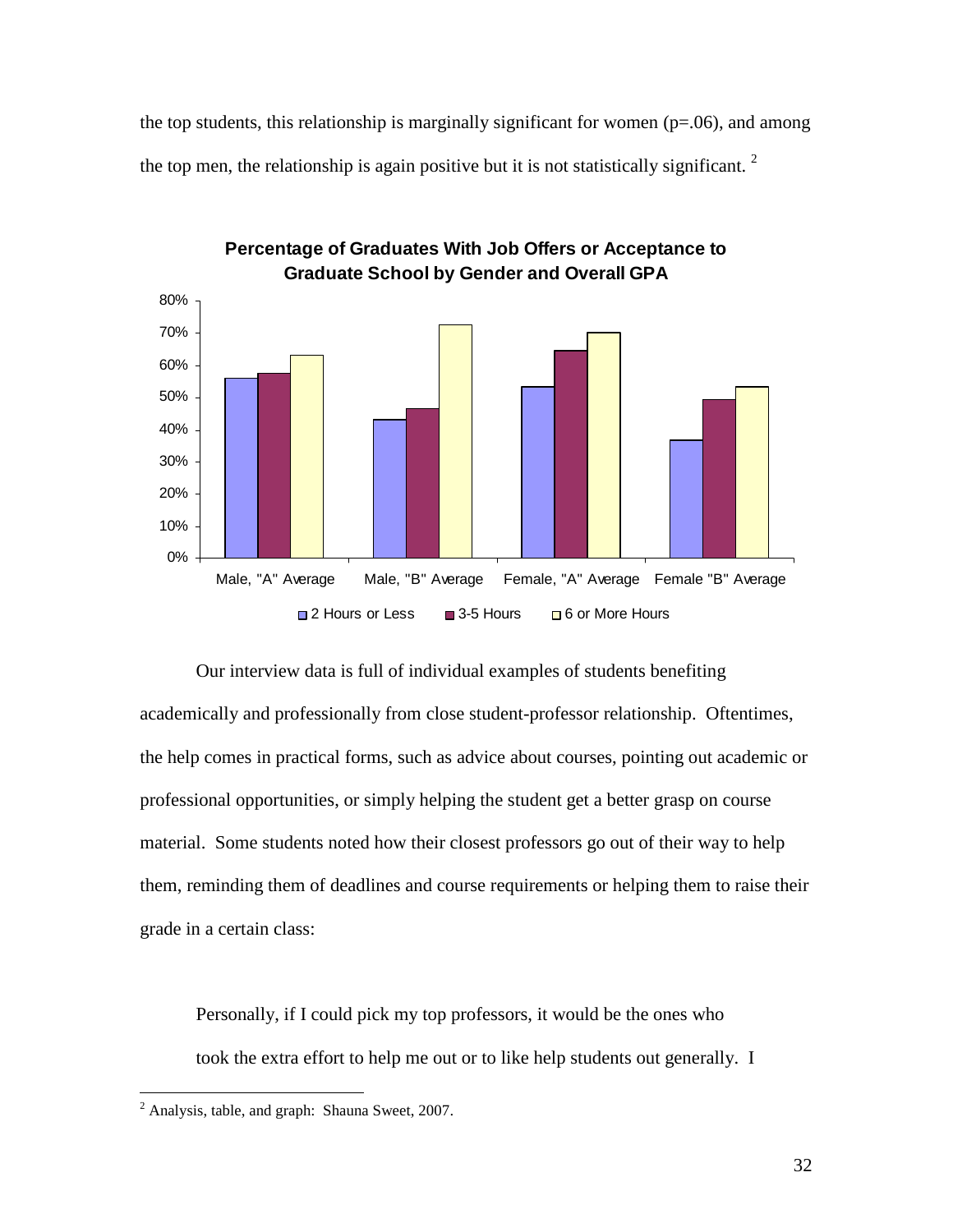the top students, this relationship is marginally significant for women ($p=.06$), and among the top men, the relationship is again positive but it is not statistically significant. [2]

**Percentage of Graduates With Job Offers or Acceptance to Graduate School by Gender and Overall GPA**

Our interview data is full of individual examples of students benefiting academically and professionally from close student-professor relationship. Oftentimes, the help comes in practical forms, such as advice about courses, pointing out academic or professional opportunities, or simply helping the student get a better grasp on course material. Some students noted how their closest professors go out of their way to help them, reminding them of deadlines and course requirements or helping them to raise their grade in a certain class:

> Personally, if I could pick my top professors, it would be the ones who took the extra effort to help me out or to like help students out generally. I

---

[2] Analysis, table, and graph: Shauna Sweet, 2007.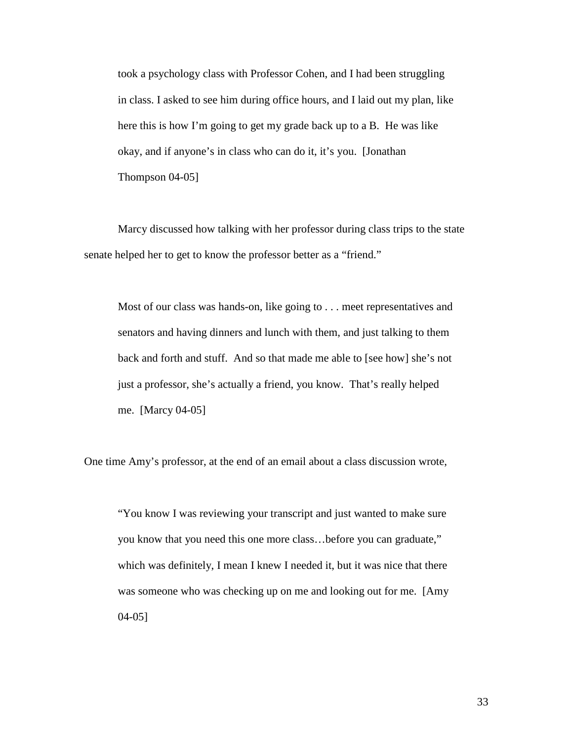> took a psychology class with Professor Cohen, and I had been struggling in class. I asked to see him during office hours, and I laid out my plan, like here this is how I'm going to get my grade back up to a B. He was like okay, and if anyone's in class who can do it, it's you. [Jonathan Thompson 04-05]

Marcy discussed how talking with her professor during class trips to the state senate helped her to get to know the professor better as a "friend."

> Most of our class was hands-on, like going to . . . meet representatives and senators and having dinners and lunch with them, and just talking to them back and forth and stuff. And so that made me able to [see how] she's not just a professor, she's actually a friend, you know. That's really helped me. [Marcy 04-05]

One time Amy's professor, at the end of an email about a class discussion wrote,

> "You know I was reviewing your transcript and just wanted to make sure you know that you need this one more class…before you can graduate," which was definitely, I mean I knew I needed it, but it was nice that there was someone who was checking up on me and looking out for me. [Amy 04-05]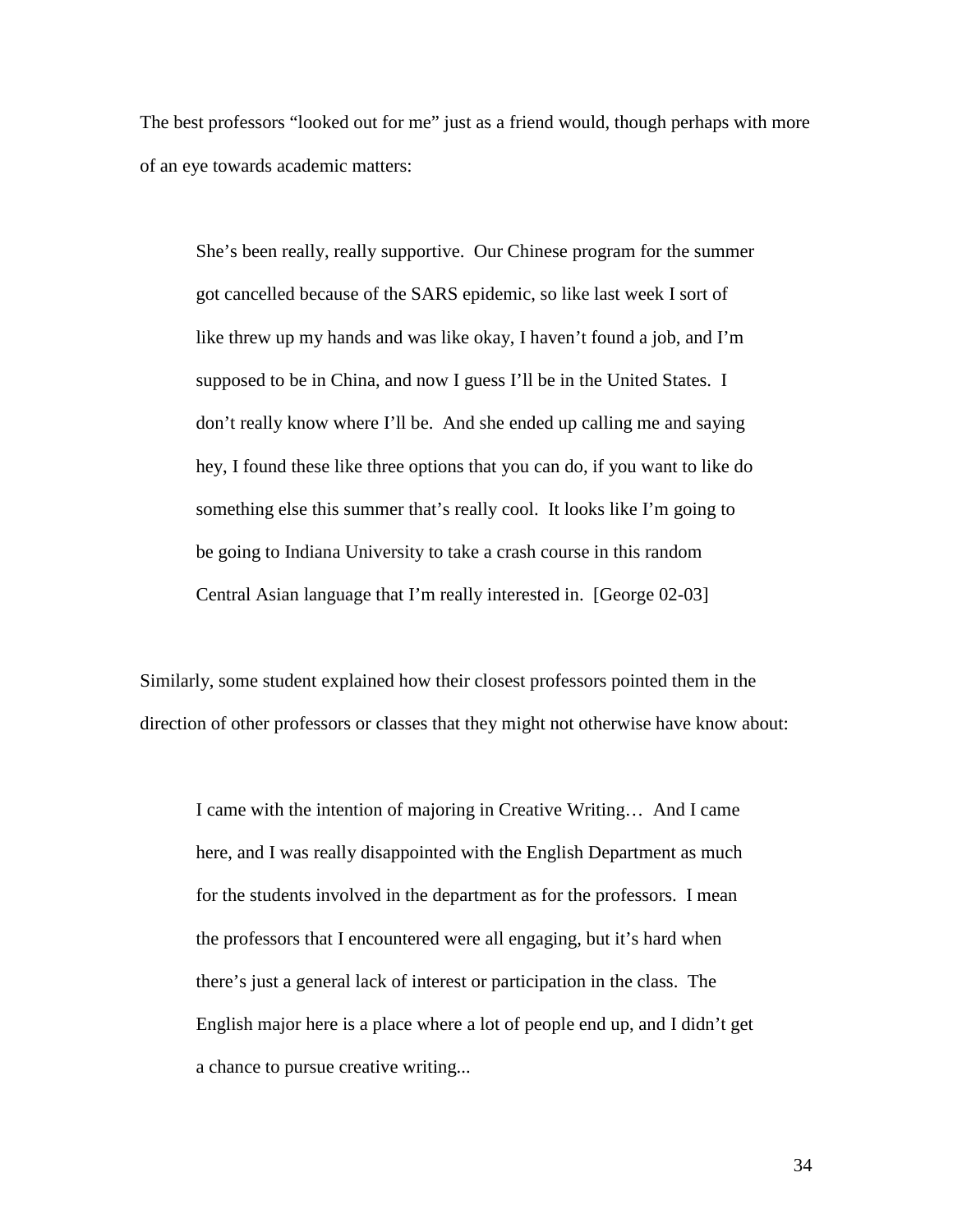The best professors "looked out for me" just as a friend would, though perhaps with more of an eye towards academic matters:

> She's been really, really supportive. Our Chinese program for the summer got cancelled because of the SARS epidemic, so like last week I sort of like threw up my hands and was like okay, I haven't found a job, and I'm supposed to be in China, and now I guess I'll be in the United States. I don't really know where I'll be. And she ended up calling me and saying hey, I found these like three options that you can do, if you want to like do something else this summer that's really cool. It looks like I'm going to be going to Indiana University to take a crash course in this random Central Asian language that I'm really interested in. [George 02-03]

Similarly, some student explained how their closest professors pointed them in the direction of other professors or classes that they might not otherwise have know about:

> I came with the intention of majoring in Creative Writing… And I came here, and I was really disappointed with the English Department as much for the students involved in the department as for the professors. I mean the professors that I encountered were all engaging, but it's hard when there's just a general lack of interest or participation in the class. The English major here is a place where a lot of people end up, and I didn't get a chance to pursue creative writing...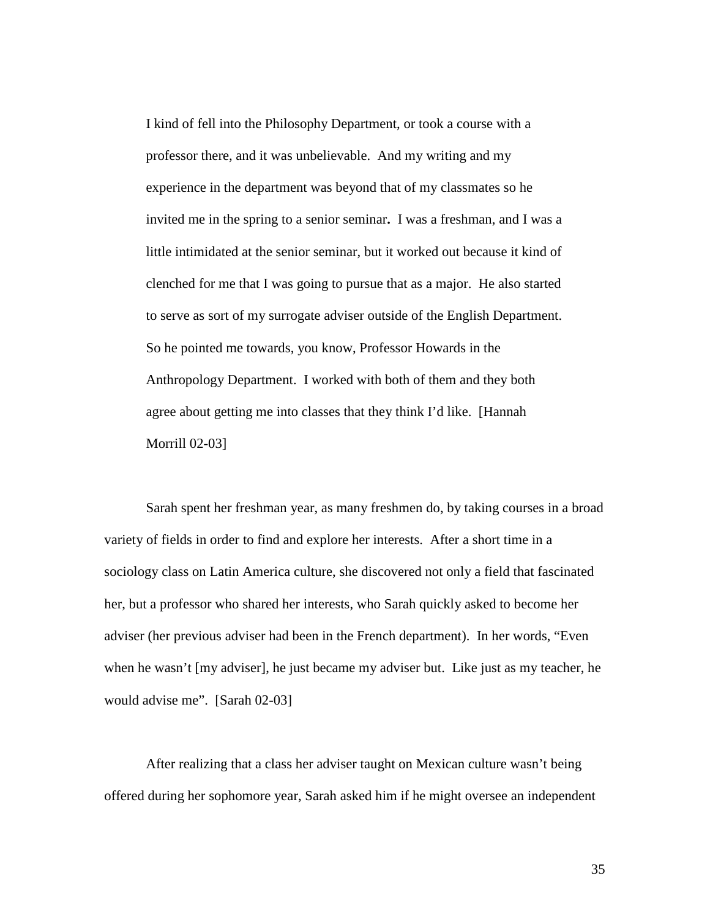> I kind of fell into the Philosophy Department, or took a course with a professor there, and it was unbelievable. And my writing and my experience in the department was beyond that of my classmates so he invited me in the spring to a senior seminar**.** I was a freshman, and I was a little intimidated at the senior seminar, but it worked out because it kind of clenched for me that I was going to pursue that as a major. He also started to serve as sort of my surrogate adviser outside of the English Department. So he pointed me towards, you know, Professor Howards in the Anthropology Department. I worked with both of them and they both agree about getting me into classes that they think I'd like. [Hannah Morrill 02-03]

Sarah spent her freshman year, as many freshmen do, by taking courses in a broad variety of fields in order to find and explore her interests. After a short time in a sociology class on Latin America culture, she discovered not only a field that fascinated her, but a professor who shared her interests, who Sarah quickly asked to become her adviser (her previous adviser had been in the French department). In her words, "Even when he wasn't [my adviser], he just became my adviser but. Like just as my teacher, he would advise me". [Sarah 02-03]

After realizing that a class her adviser taught on Mexican culture wasn't being offered during her sophomore year, Sarah asked him if he might oversee an independent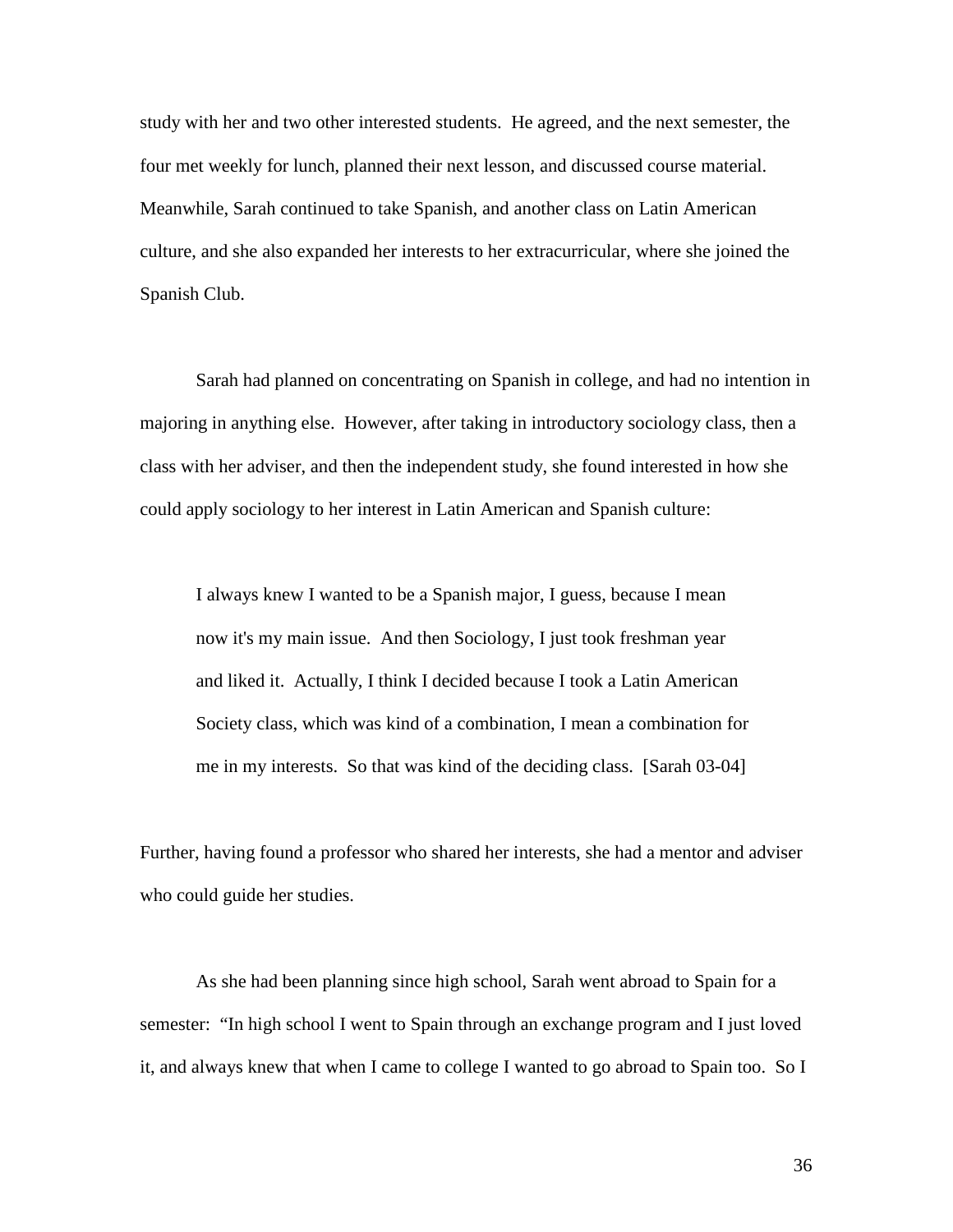study with her and two other interested students. He agreed, and the next semester, the four met weekly for lunch, planned their next lesson, and discussed course material. Meanwhile, Sarah continued to take Spanish, and another class on Latin American culture, and she also expanded her interests to her extracurricular, where she joined the Spanish Club.

Sarah had planned on concentrating on Spanish in college, and had no intention in majoring in anything else. However, after taking in introductory sociology class, then a class with her adviser, and then the independent study, she found interested in how she could apply sociology to her interest in Latin American and Spanish culture:

> I always knew I wanted to be a Spanish major, I guess, because I mean now it's my main issue. And then Sociology, I just took freshman year and liked it. Actually, I think I decided because I took a Latin American Society class, which was kind of a combination, I mean a combination for me in my interests. So that was kind of the deciding class. [Sarah 03-04]

Further, having found a professor who shared her interests, she had a mentor and adviser who could guide her studies.

As she had been planning since high school, Sarah went abroad to Spain for a semester: "In high school I went to Spain through an exchange program and I just loved it, and always knew that when I came to college I wanted to go abroad to Spain too. So I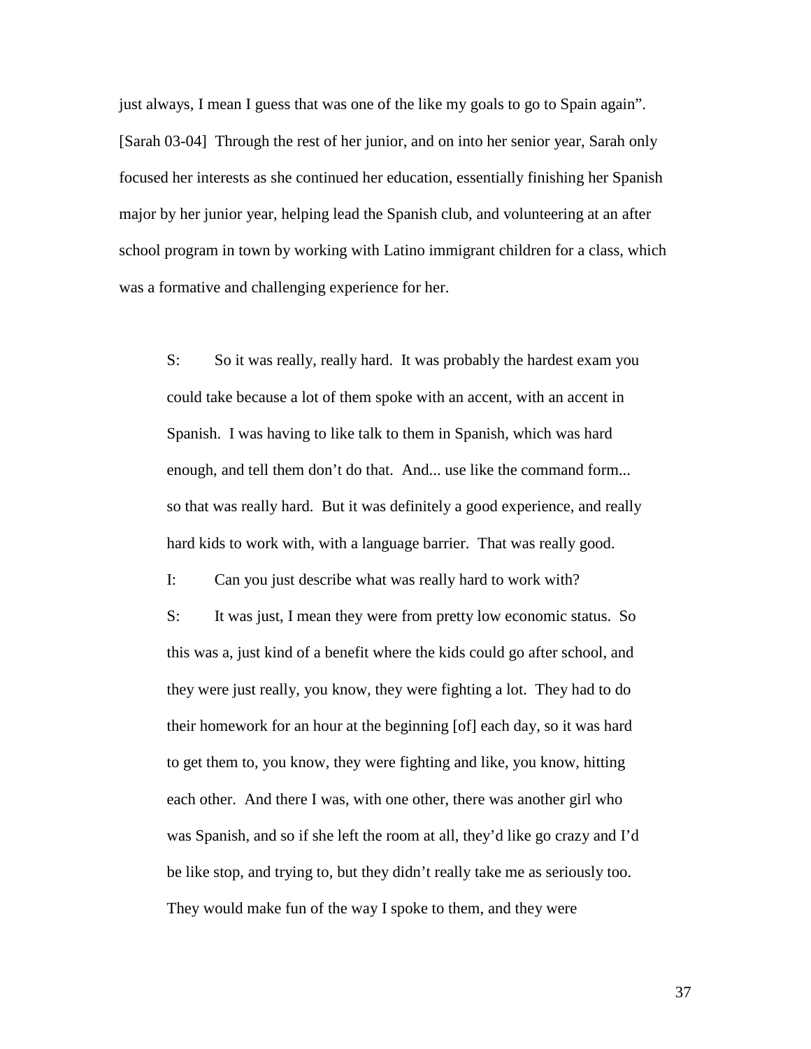just always, I mean I guess that was one of the like my goals to go to Spain again". [Sarah 03-04] Through the rest of her junior, and on into her senior year, Sarah only focused her interests as she continued her education, essentially finishing her Spanish major by her junior year, helping lead the Spanish club, and volunteering at an after school program in town by working with Latino immigrant children for a class, which was a formative and challenging experience for her.

> S: So it was really, really hard. It was probably the hardest exam you could take because a lot of them spoke with an accent, with an accent in Spanish. I was having to like talk to them in Spanish, which was hard enough, and tell them don't do that. And... use like the command form... so that was really hard. But it was definitely a good experience, and really hard kids to work with, with a language barrier. That was really good.
>
> I: Can you just describe what was really hard to work with?
>
> S: It was just, I mean they were from pretty low economic status. So this was a, just kind of a benefit where the kids could go after school, and they were just really, you know, they were fighting a lot. They had to do their homework for an hour at the beginning [of] each day, so it was hard to get them to, you know, they were fighting and like, you know, hitting each other. And there I was, with one other, there was another girl who was Spanish, and so if she left the room at all, they'd like go crazy and I'd be like stop, and trying to, but they didn't really take me as seriously too. They would make fun of the way I spoke to them, and they were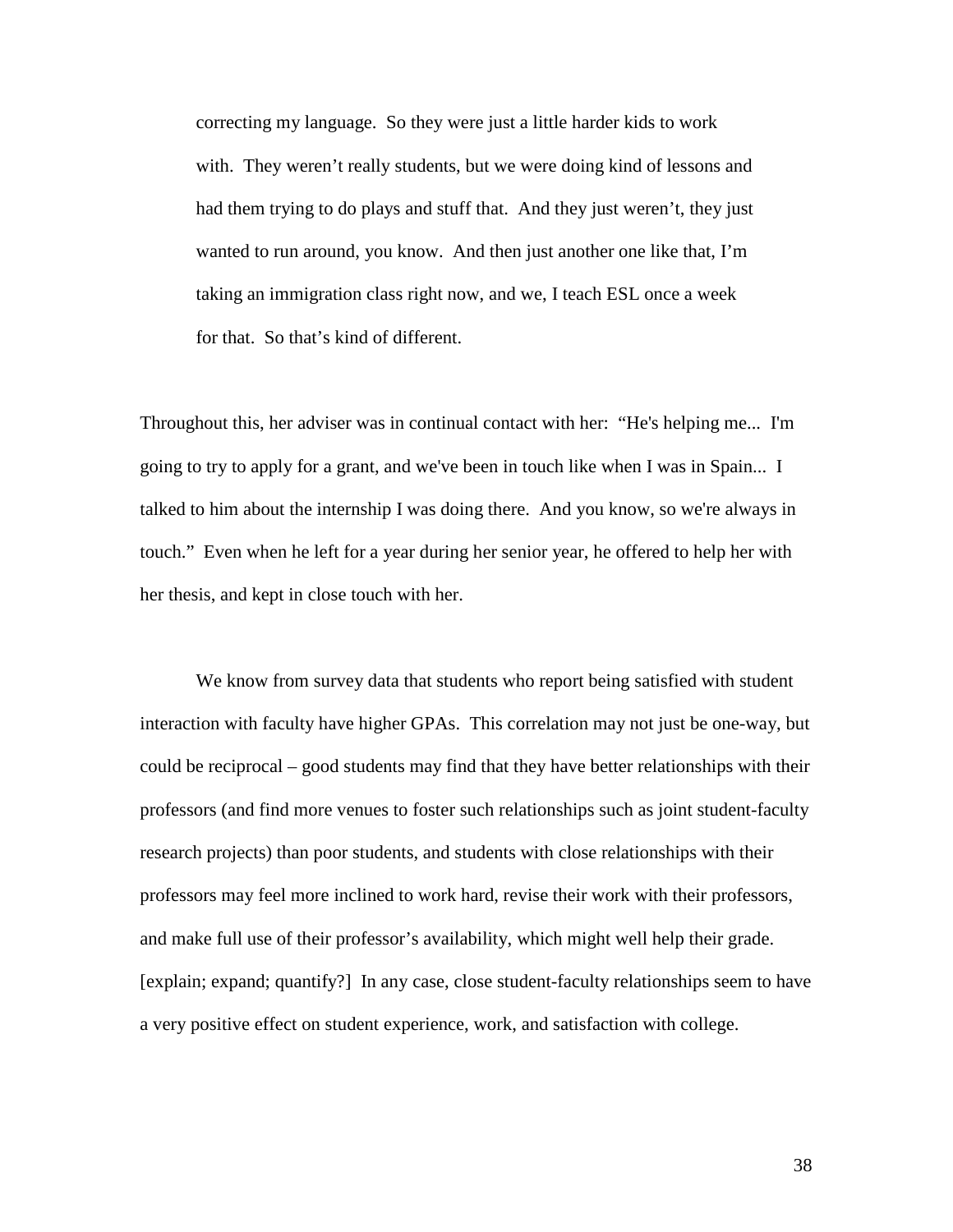> correcting my language. So they were just a little harder kids to work with. They weren't really students, but we were doing kind of lessons and had them trying to do plays and stuff that. And they just weren't, they just wanted to run around, you know. And then just another one like that, I'm taking an immigration class right now, and we, I teach ESL once a week for that. So that's kind of different.

Throughout this, her adviser was in continual contact with her: "He's helping me... I'm going to try to apply for a grant, and we've been in touch like when I was in Spain... I talked to him about the internship I was doing there. And you know, so we're always in touch." Even when he left for a year during her senior year, he offered to help her with her thesis, and kept in close touch with her.

We know from survey data that students who report being satisfied with student interaction with faculty have higher GPAs. This correlation may not just be one-way, but could be reciprocal – good students may find that they have better relationships with their professors (and find more venues to foster such relationships such as joint student-faculty research projects) than poor students, and students with close relationships with their professors may feel more inclined to work hard, revise their work with their professors, and make full use of their professor's availability, which might well help their grade. [explain; expand; quantify?] In any case, close student-faculty relationships seem to have a very positive effect on student experience, work, and satisfaction with college.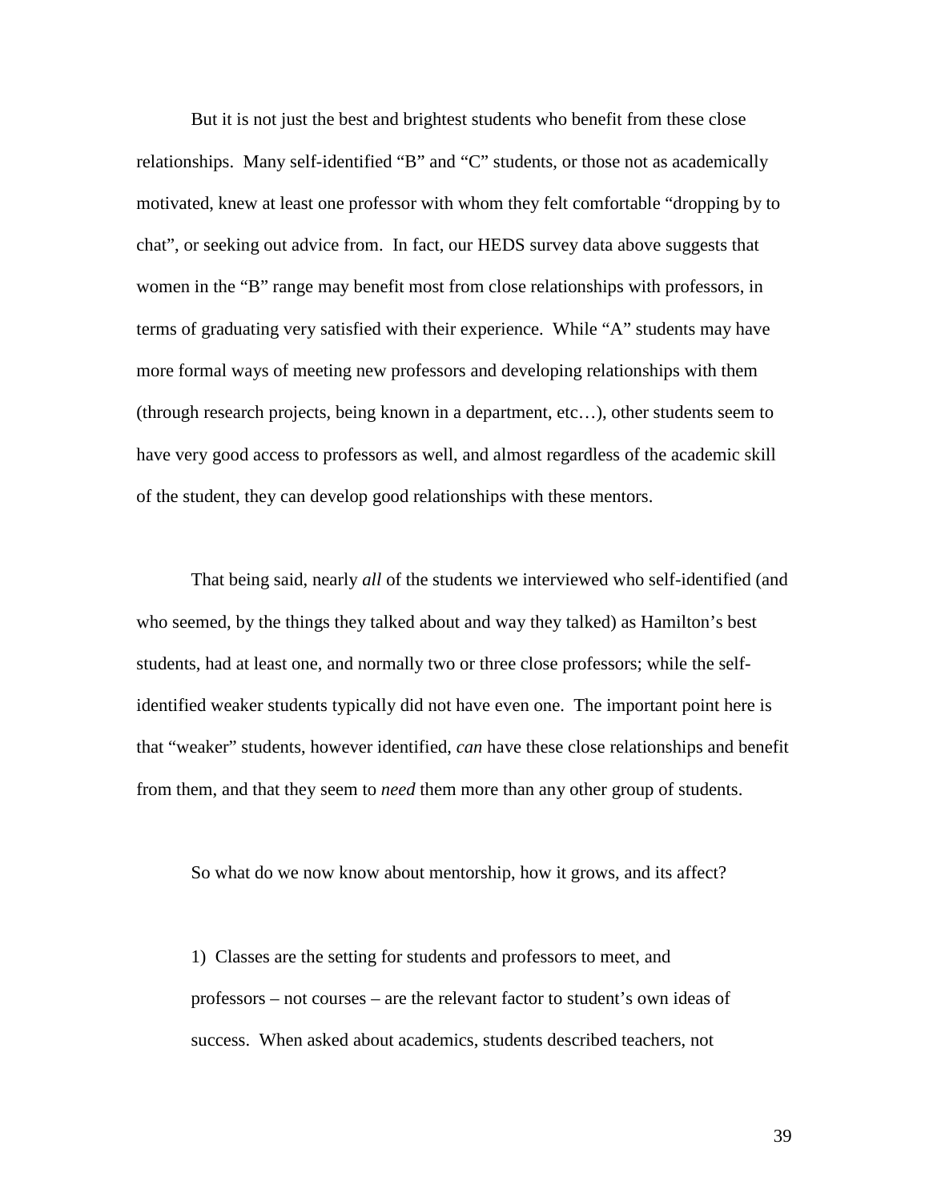But it is not just the best and brightest students who benefit from these close relationships. Many self-identified "B" and "C" students, or those not as academically motivated, knew at least one professor with whom they felt comfortable "dropping by to chat", or seeking out advice from. In fact, our HEDS survey data above suggests that women in the "B" range may benefit most from close relationships with professors, in terms of graduating very satisfied with their experience. While "A" students may have more formal ways of meeting new professors and developing relationships with them (through research projects, being known in a department, etc…), other students seem to have very good access to professors as well, and almost regardless of the academic skill of the student, they can develop good relationships with these mentors.

That being said, nearly *all* of the students we interviewed who self-identified (and who seemed, by the things they talked about and way they talked) as Hamilton's best students, had at least one, and normally two or three close professors; while the self-identified weaker students typically did not have even one. The important point here is that "weaker" students, however identified, *can* have these close relationships and benefit from them, and that they seem to *need* them more than any other group of students.

So what do we now know about mentorship, how it grows, and its affect?

1) Classes are the setting for students and professors to meet, and professors – not courses – are the relevant factor to student's own ideas of success. When asked about academics, students described teachers, not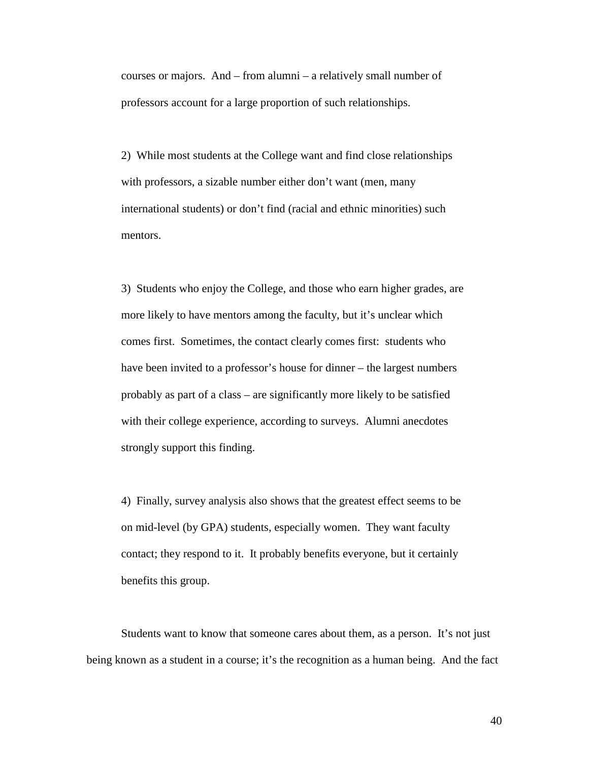courses or majors. And – from alumni – a relatively small number of professors account for a large proportion of such relationships.

2) While most students at the College want and find close relationships with professors, a sizable number either don't want (men, many international students) or don't find (racial and ethnic minorities) such mentors.

3) Students who enjoy the College, and those who earn higher grades, are more likely to have mentors among the faculty, but it's unclear which comes first. Sometimes, the contact clearly comes first: students who have been invited to a professor's house for dinner – the largest numbers probably as part of a class – are significantly more likely to be satisfied with their college experience, according to surveys. Alumni anecdotes strongly support this finding.

4) Finally, survey analysis also shows that the greatest effect seems to be on mid-level (by GPA) students, especially women. They want faculty contact; they respond to it. It probably benefits everyone, but it certainly benefits this group.

Students want to know that someone cares about them, as a person. It's not just being known as a student in a course; it's the recognition as a human being. And the fact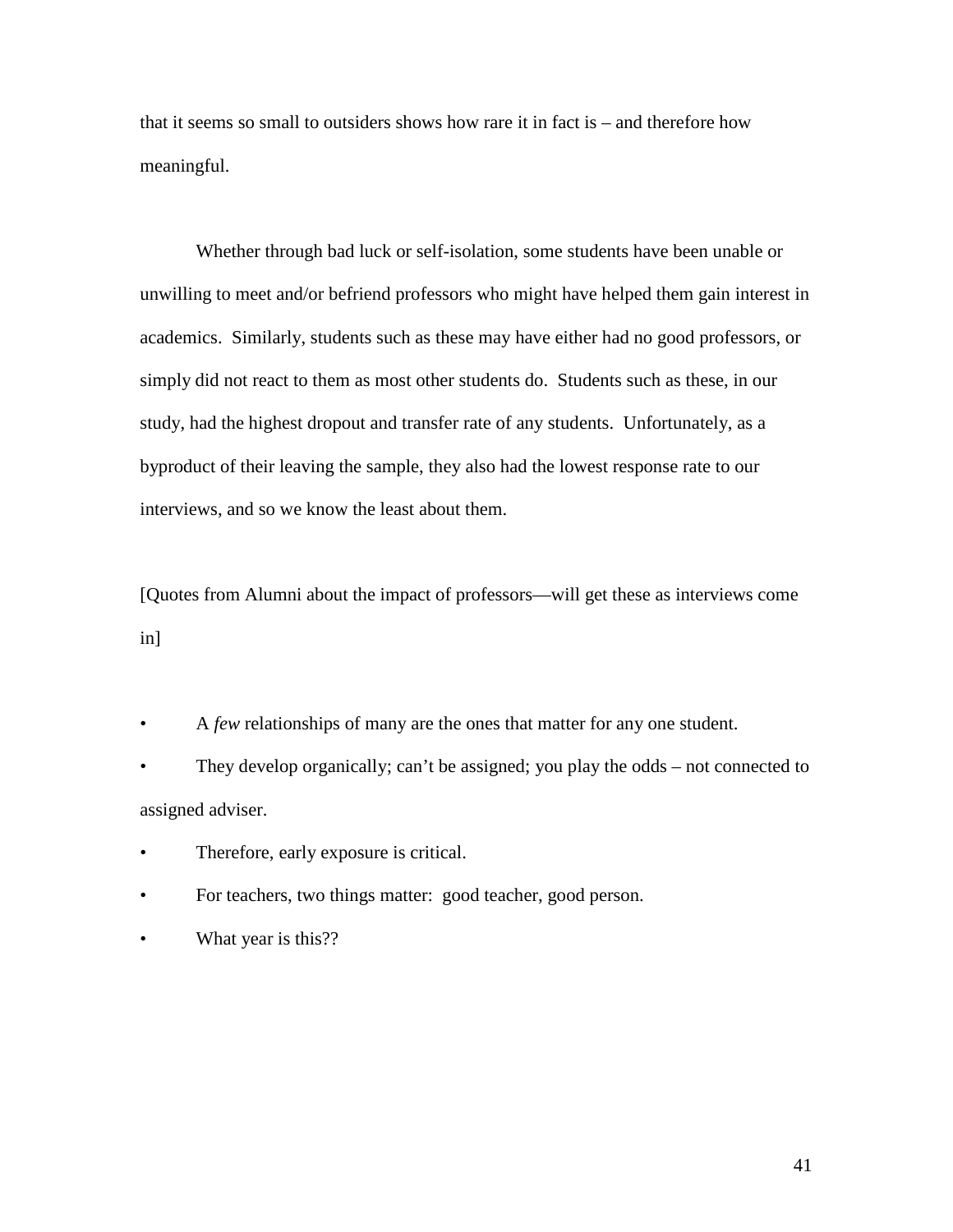that it seems so small to outsiders shows how rare it in fact is – and therefore how meaningful.

Whether through bad luck or self-isolation, some students have been unable or unwilling to meet and/or befriend professors who might have helped them gain interest in academics. Similarly, students such as these may have either had no good professors, or simply did not react to them as most other students do. Students such as these, in our study, had the highest dropout and transfer rate of any students. Unfortunately, as a byproduct of their leaving the sample, they also had the lowest response rate to our interviews, and so we know the least about them.

[Quotes from Alumni about the impact of professors—will get these as interviews come in]

- A *few* relationships of many are the ones that matter for any one student.
- They develop organically; can't be assigned; you play the odds – not connected to assigned adviser.
- Therefore, early exposure is critical.
- For teachers, two things matter: good teacher, good person.
- What year is this??